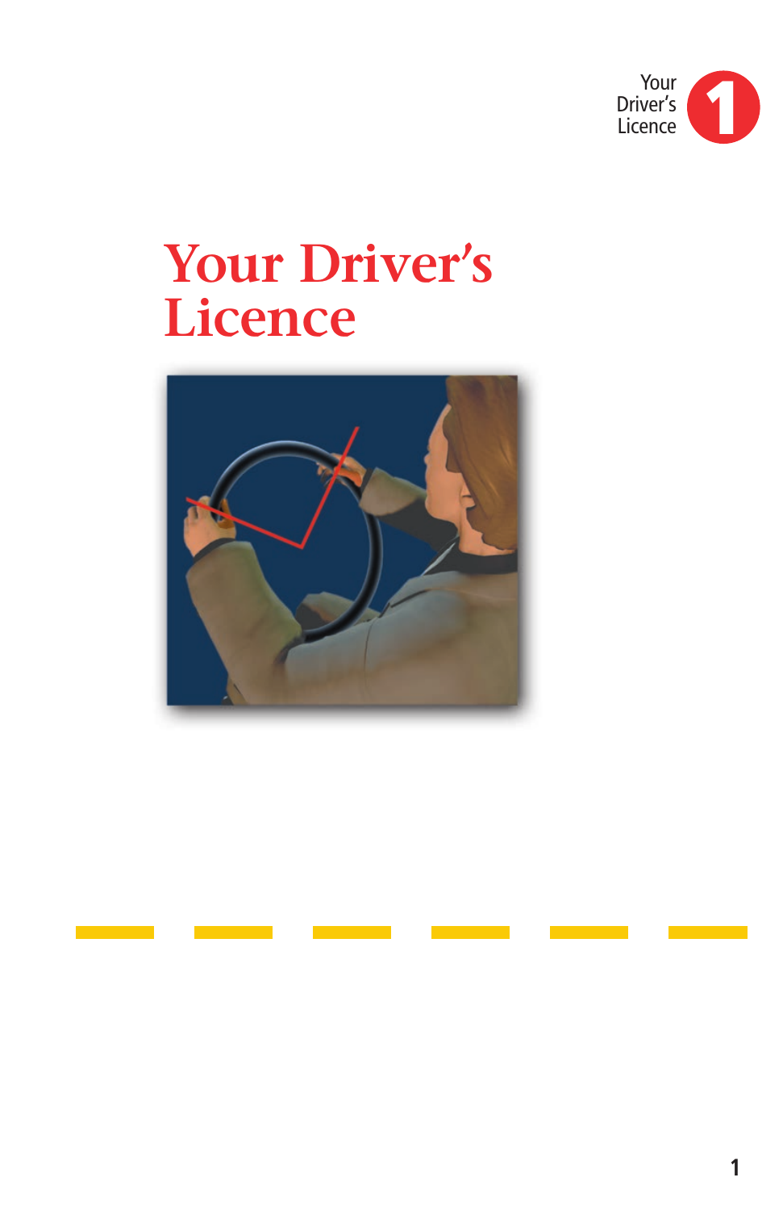# Your Driver's Licence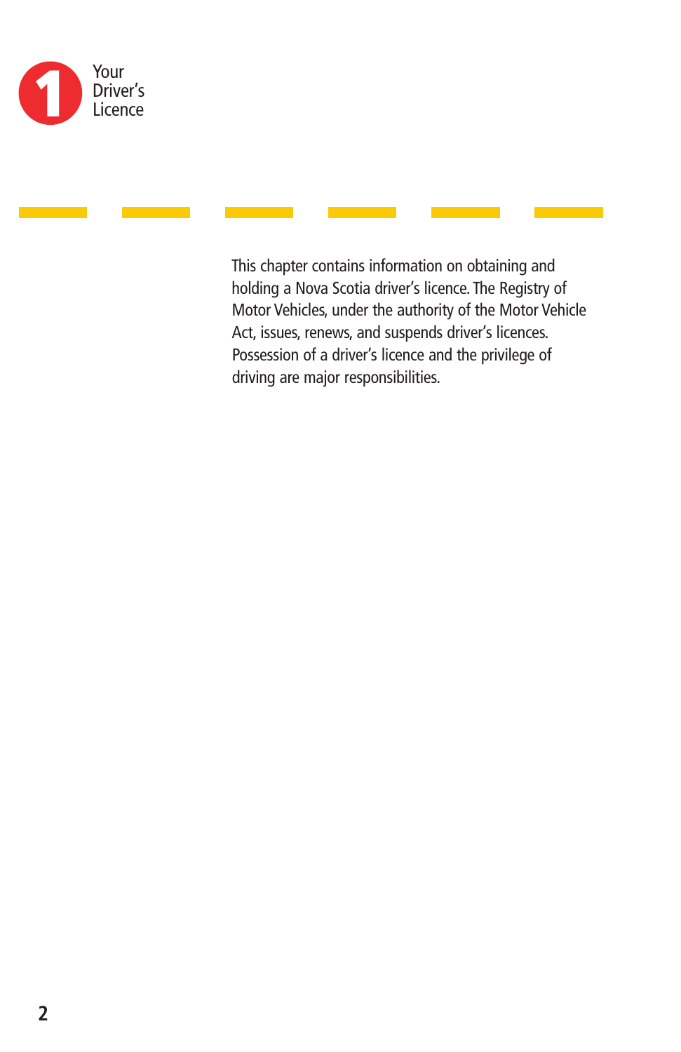# 1 Your Driver's Licence

This chapter contains information on obtaining and holding a Nova Scotia driver's licence. The Registry of Motor Vehicles, under the authority of the Motor Vehicle Act, issues, renews, and suspends driver's licences. Possession of a driver's licence and the privilege of driving are major responsibilities.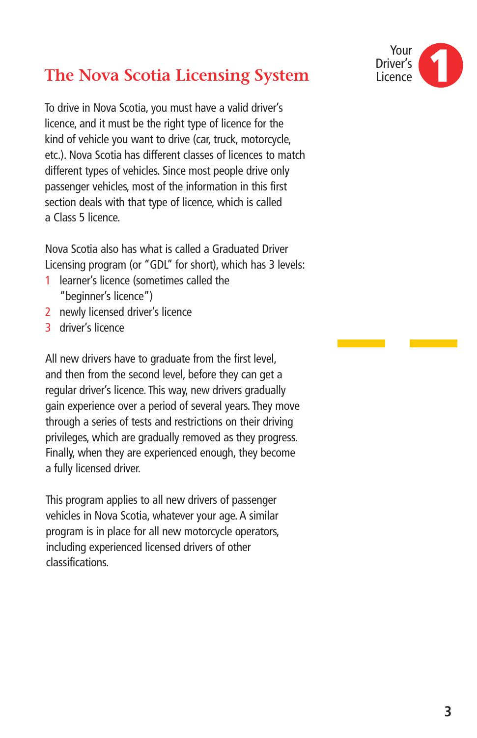# The Nova Scotia Licensing System

To drive in Nova Scotia, you must have a valid driver's licence, and it must be the right type of licence for the kind of vehicle you want to drive (car, truck, motorcycle, etc.). Nova Scotia has different classes of licences to match different types of vehicles. Since most people drive only passenger vehicles, most of the information in this first section deals with that type of licence, which is called a Class 5 licence.

Nova Scotia also has what is called a Graduated Driver Licensing program (or "GDL" for short), which has 3 levels:

1. learner's licence (sometimes called the "beginner's licence")
2. newly licensed driver's licence
3. driver's licence

All new drivers have to graduate from the first level, and then from the second level, before they can get a regular driver's licence. This way, new drivers gradually gain experience over a period of several years. They move through a series of tests and restrictions on their driving privileges, which are gradually removed as they progress. Finally, when they are experienced enough, they become a fully licensed driver.

This program applies to all new drivers of passenger vehicles in Nova Scotia, whatever your age. A similar program is in place for all new motorcycle operators, including experienced licensed drivers of other classifications.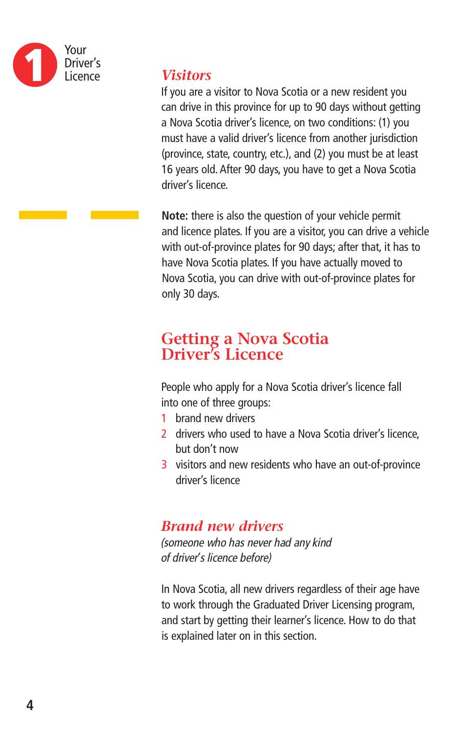### *Visitors*

If you are a visitor to Nova Scotia or a new resident you can drive in this province for up to 90 days without getting a Nova Scotia driver's licence, on two conditions: (1) you must have a valid driver's licence from another jurisdiction (province, state, country, etc.), and (2) you must be at least 16 years old. After 90 days, you have to get a Nova Scotia driver's licence.

**Note:** there is also the question of your vehicle permit and licence plates. If you are a visitor, you can drive a vehicle with out-of-province plates for 90 days; after that, it has to have Nova Scotia plates. If you have actually moved to Nova Scotia, you can drive with out-of-province plates for only 30 days.

## Getting a Nova Scotia Driver's Licence

People who apply for a Nova Scotia driver's licence fall into one of three groups:

1. brand new drivers
2. drivers who used to have a Nova Scotia driver's licence, but don't now
3. visitors and new residents who have an out-of-province driver's licence

### *Brand new drivers*

*(someone who has never had any kind of driver's licence before)*

In Nova Scotia, all new drivers regardless of their age have to work through the Graduated Driver Licensing program, and start by getting their learner's licence. How to do that is explained later on in this section.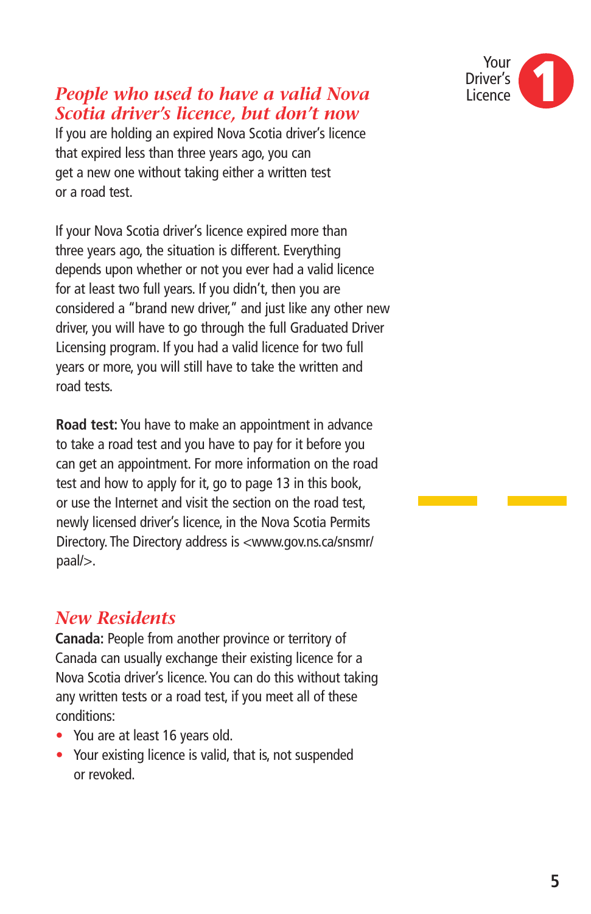## *People who used to have a valid Nova Scotia driver's licence, but don't now*

If you are holding an expired Nova Scotia driver's licence that expired less than three years ago, you can get a new one without taking either a written test or a road test.

If your Nova Scotia driver's licence expired more than three years ago, the situation is different. Everything depends upon whether or not you ever had a valid licence for at least two full years. If you didn't, then you are considered a "brand new driver," and just like any other new driver, you will have to go through the full Graduated Driver Licensing program. If you had a valid licence for two full years or more, you will still have to take the written and road tests.

**Road test:** You have to make an appointment in advance to take a road test and you have to pay for it before you can get an appointment. For more information on the road test and how to apply for it, go to page 13 in this book, or use the Internet and visit the section on the road test, newly licensed driver's licence, in the Nova Scotia Permits Directory. The Directory address is <www.gov.ns.ca/snsmr/paal/>.

## *New Residents*

**Canada:** People from another province or territory of Canada can usually exchange their existing licence for a Nova Scotia driver's licence. You can do this without taking any written tests or a road test, if you meet all of these conditions:

- You are at least 16 years old.
- Your existing licence is valid, that is, not suspended or revoked.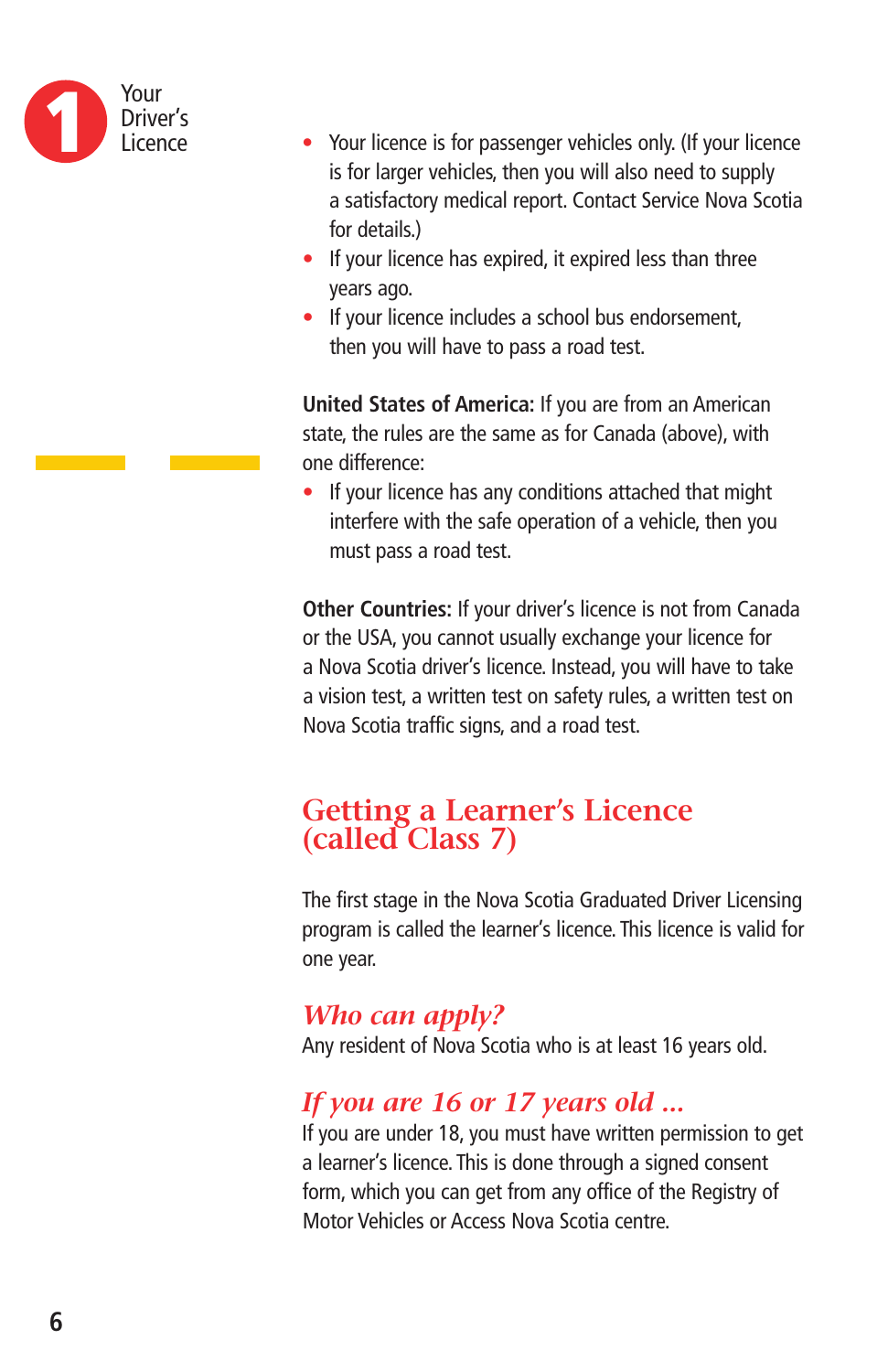- Your licence is for passenger vehicles only. (If your licence is for larger vehicles, then you will also need to supply a satisfactory medical report. Contact Service Nova Scotia for details.)
- If your licence has expired, it expired less than three years ago.
- If your licence includes a school bus endorsement, then you will have to pass a road test.

**United States of America:** If you are from an American state, the rules are the same as for Canada (above), with one difference:

- If your licence has any conditions attached that might interfere with the safe operation of a vehicle, then you must pass a road test.

**Other Countries:** If your driver's licence is not from Canada or the USA, you cannot usually exchange your licence for a Nova Scotia driver's licence. Instead, you will have to take a vision test, a written test on safety rules, a written test on Nova Scotia traffic signs, and a road test.

## Getting a Learner's Licence (called Class 7)

The first stage in the Nova Scotia Graduated Driver Licensing program is called the learner's licence. This licence is valid for one year.

### *Who can apply?*

Any resident of Nova Scotia who is at least 16 years old.

### *If you are 16 or 17 years old ...*

If you are under 18, you must have written permission to get a learner's licence. This is done through a signed consent form, which you can get from any office of the Registry of Motor Vehicles or Access Nova Scotia centre.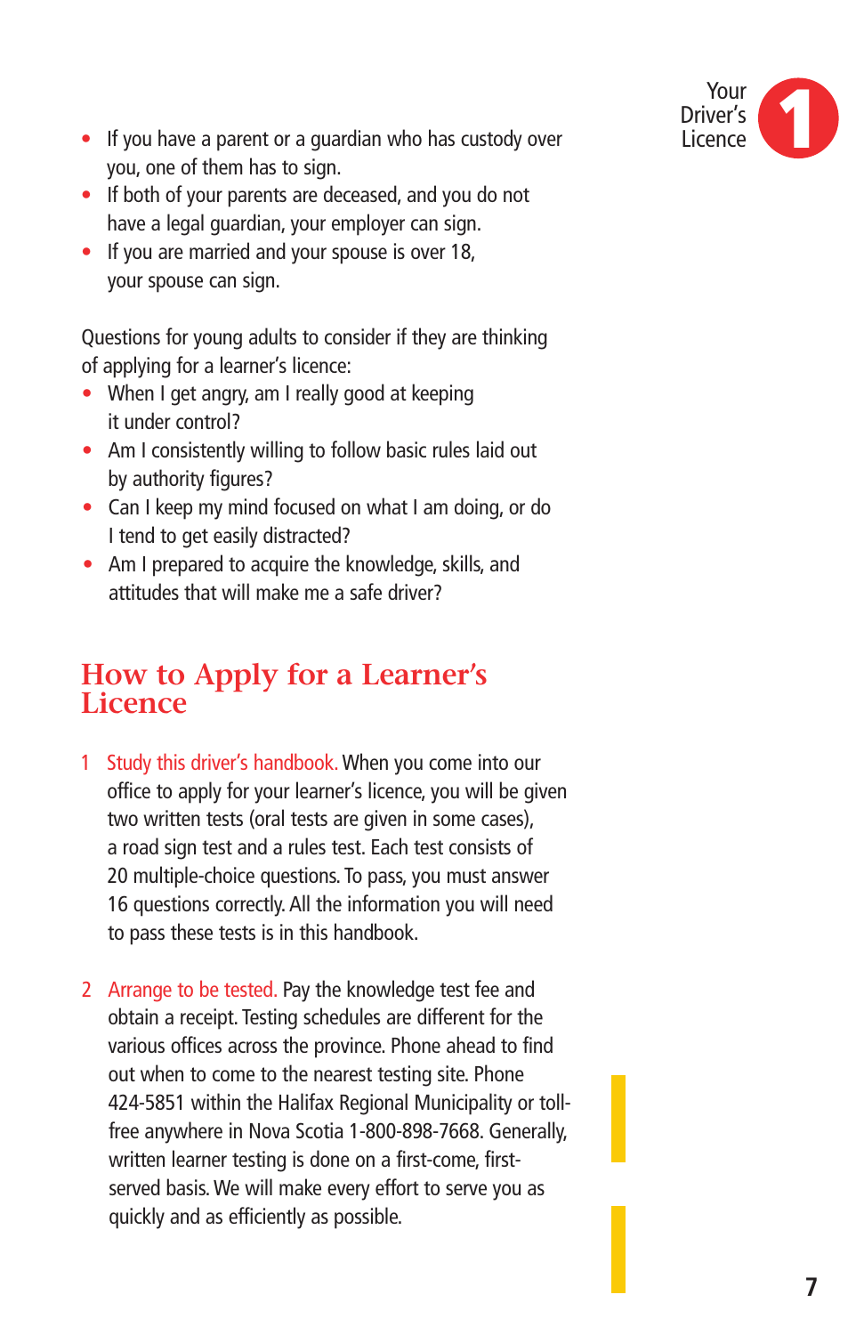- If you have a parent or a guardian who has custody over you, one of them has to sign.
- If both of your parents are deceased, and you do not have a legal guardian, your employer can sign.
- If you are married and your spouse is over 18, your spouse can sign.

Questions for young adults to consider if they are thinking of applying for a learner's licence:

- When I get angry, am I really good at keeping it under control?
- Am I consistently willing to follow basic rules laid out by authority figures?
- Can I keep my mind focused on what I am doing, or do I tend to get easily distracted?
- Am I prepared to acquire the knowledge, skills, and attitudes that will make me a safe driver?

## How to Apply for a Learner's Licence

1. Study this driver's handbook. When you come into our office to apply for your learner's licence, you will be given two written tests (oral tests are given in some cases), a road sign test and a rules test. Each test consists of 20 multiple-choice questions. To pass, you must answer 16 questions correctly. All the information you will need to pass these tests is in this handbook.

2. Arrange to be tested. Pay the knowledge test fee and obtain a receipt. Testing schedules are different for the various offices across the province. Phone ahead to find out when to come to the nearest testing site. Phone 424-5851 within the Halifax Regional Municipality or toll-free anywhere in Nova Scotia 1-800-898-7668. Generally, written learner testing is done on a first-come, first-served basis. We will make every effort to serve you as quickly and as efficiently as possible.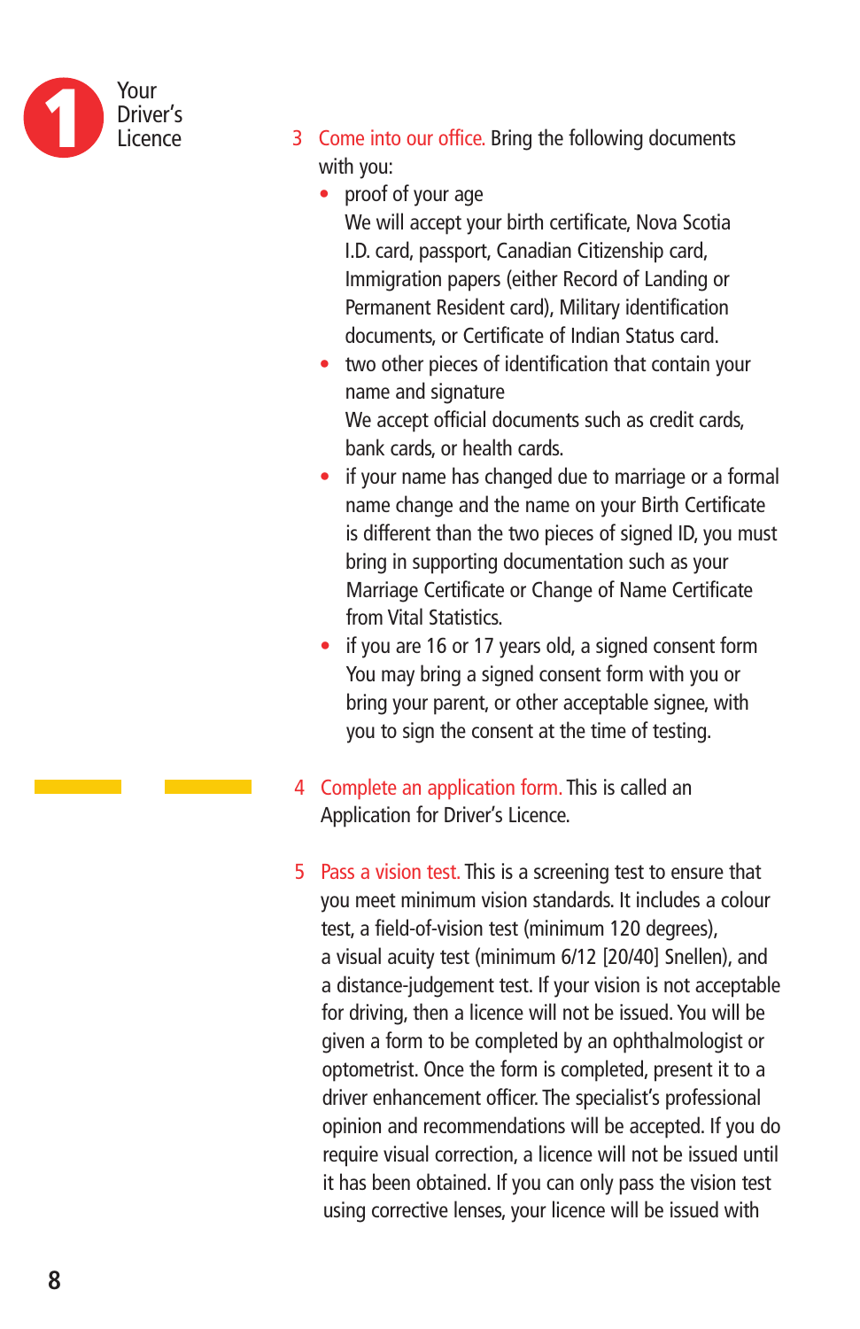3. **Come into our office.** Bring the following documents with you:
   - proof of your age
     We will accept your birth certificate, Nova Scotia I.D. card, passport, Canadian Citizenship card, Immigration papers (either Record of Landing or Permanent Resident card), Military identification documents, or Certificate of Indian Status card.
   - two other pieces of identification that contain your name and signature
     We accept official documents such as credit cards, bank cards, or health cards.
   - if your name has changed due to marriage or a formal name change and the name on your Birth Certificate is different than the two pieces of signed ID, you must bring in supporting documentation such as your Marriage Certificate or Change of Name Certificate from Vital Statistics.
   - if you are 16 or 17 years old, a signed consent form
     You may bring a signed consent form with you or bring your parent, or other acceptable signee, with you to sign the consent at the time of testing.

4. **Complete an application form.** This is called an Application for Driver's Licence.

5. **Pass a vision test.** This is a screening test to ensure that you meet minimum vision standards. It includes a colour test, a field-of-vision test (minimum 120 degrees), a visual acuity test (minimum 6/12 [20/40] Snellen), and a distance-judgement test. If your vision is not acceptable for driving, then a licence will not be issued. You will be given a form to be completed by an ophthalmologist or optometrist. Once the form is completed, present it to a driver enhancement officer. The specialist's professional opinion and recommendations will be accepted. If you do require visual correction, a licence will not be issued until it has been obtained. If you can only pass the vision test using corrective lenses, your licence will be issued with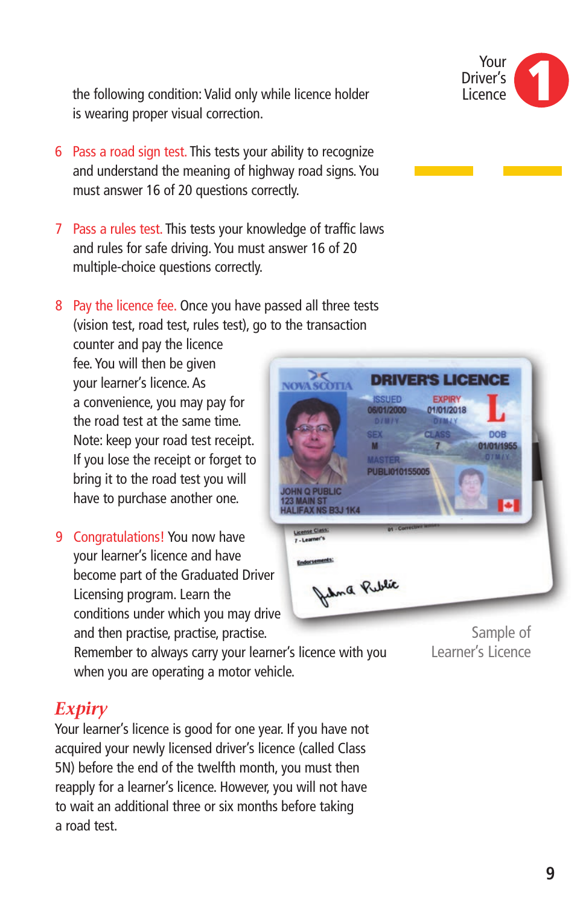the following condition: Valid only while licence holder is wearing proper visual correction.

6 Pass a road sign test. This tests your ability to recognize and understand the meaning of highway road signs. You must answer 16 of 20 questions correctly.

7 Pass a rules test. This tests your knowledge of traffic laws and rules for safe driving. You must answer 16 of 20 multiple-choice questions correctly.

8 Pay the licence fee. Once you have passed all three tests (vision test, road test, rules test), go to the transaction counter and pay the licence fee. You will then be given your learner's licence. As a convenience, you may pay for the road test at the same time. Note: keep your road test receipt. If you lose the receipt or forget to bring it to the road test you will have to purchase another one.

9 Congratulations! You now have your learner's licence and have become part of the Graduated Driver Licensing program. Learn the conditions under which you may drive and then practise, practise, practise. Remember to always carry your learner's licence with you when you are operating a motor vehicle.

Sample of Learner's Licence

## *Expiry*

Your learner's licence is good for one year. If you have not acquired your newly licensed driver's licence (called Class 5N) before the end of the twelfth month, you must then reapply for a learner's licence. However, you will not have to wait an additional three or six months before taking a road test.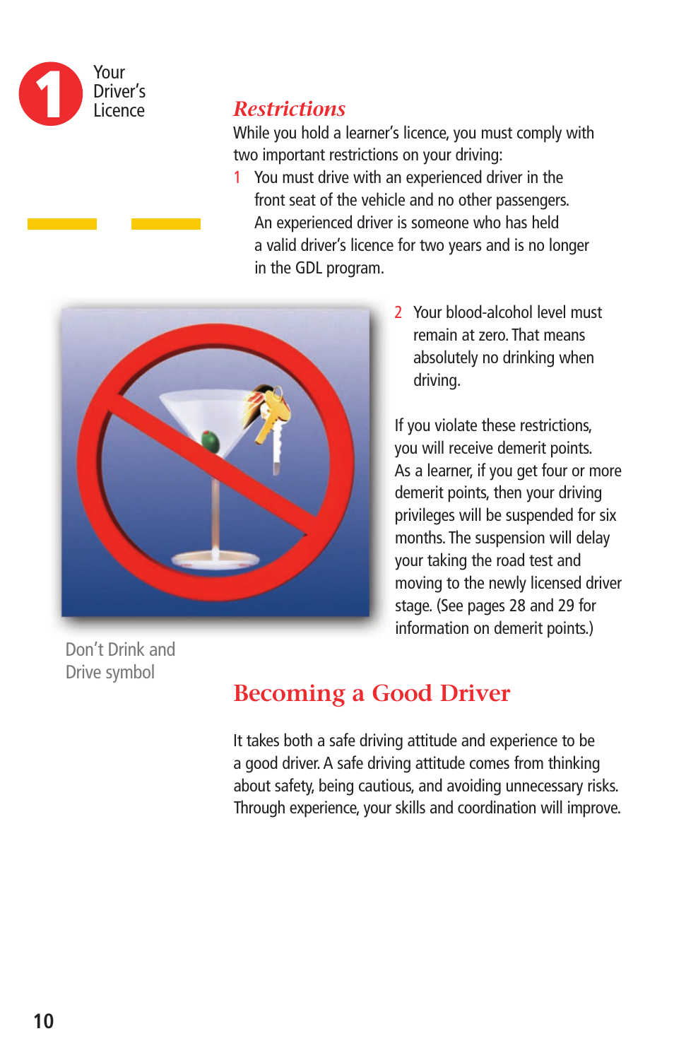## Restrictions

While you hold a learner's licence, you must comply with two important restrictions on your driving:

1. You must drive with an experienced driver in the front seat of the vehicle and no other passengers. An experienced driver is someone who has held a valid driver's licence for two years and is no longer in the GDL program.
2. Your blood-alcohol level must remain at zero. That means absolutely no drinking when driving.

Don't Drink and Drive symbol

If you violate these restrictions, you will receive demerit points. As a learner, if you get four or more demerit points, then your driving privileges will be suspended for six months. The suspension will delay your taking the road test and moving to the newly licensed driver stage. (See pages 28 and 29 for information on demerit points.)

## Becoming a Good Driver

It takes both a safe driving attitude and experience to be a good driver. A safe driving attitude comes from thinking about safety, being cautious, and avoiding unnecessary risks. Through experience, your skills and coordination will improve.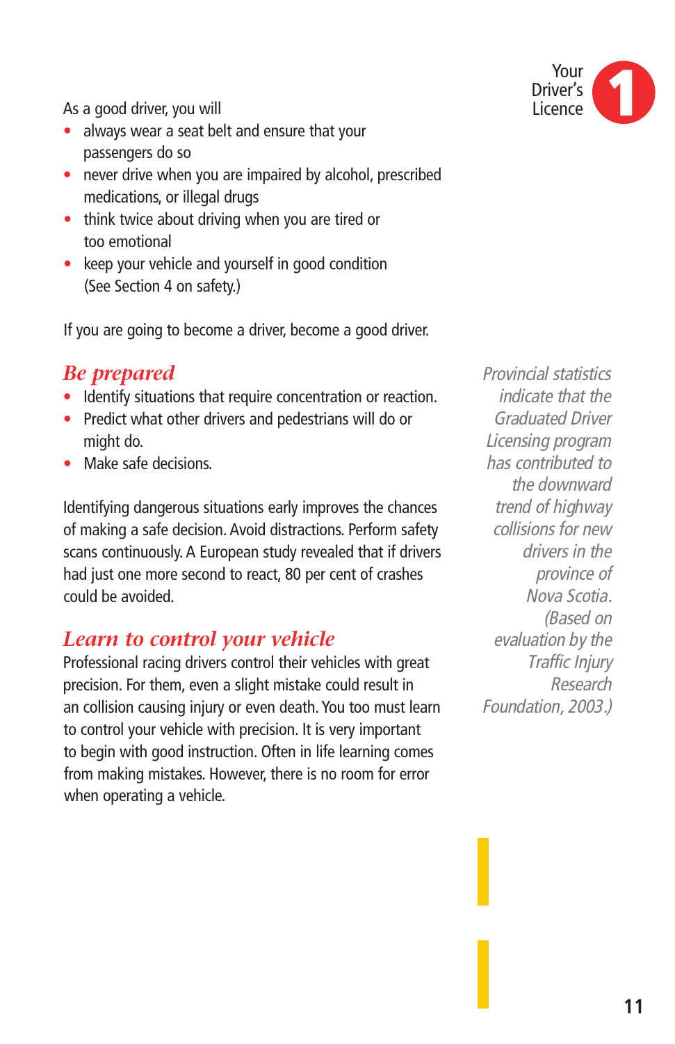As a good driver, you will

- always wear a seat belt and ensure that your passengers do so
- never drive when you are impaired by alcohol, prescribed medications, or illegal drugs
- think twice about driving when you are tired or too emotional
- keep your vehicle and yourself in good condition (See Section 4 on safety.)

If you are going to become a driver, become a good driver.

## Be prepared

- Identify situations that require concentration or reaction.
- Predict what other drivers and pedestrians will do or might do.
- Make safe decisions.

Identifying dangerous situations early improves the chances of making a safe decision. Avoid distractions. Perform safety scans continuously. A European study revealed that if drivers had just one more second to react, 80 per cent of crashes could be avoided.

## Learn to control your vehicle

Professional racing drivers control their vehicles with great precision. For them, even a slight mistake could result in an collision causing injury or even death. You too must learn to control your vehicle with precision. It is very important to begin with good instruction. Often in life learning comes from making mistakes. However, there is no room for error when operating a vehicle.

*Provincial statistics indicate that the Graduated Driver Licensing program has contributed to the downward trend of highway collisions for new drivers in the province of Nova Scotia. (Based on evaluation by the Traffic Injury Research Foundation, 2003.)*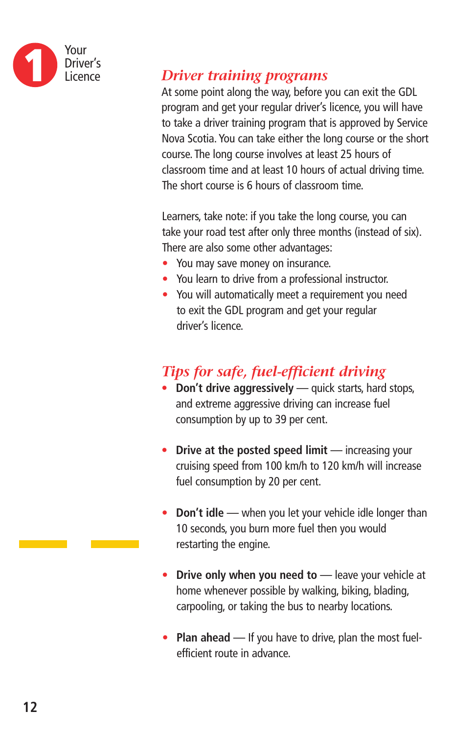## *Driver training programs*

At some point along the way, before you can exit the GDL program and get your regular driver's licence, you will have to take a driver training program that is approved by Service Nova Scotia. You can take either the long course or the short course. The long course involves at least 25 hours of classroom time and at least 10 hours of actual driving time. The short course is 6 hours of classroom time.

Learners, take note: if you take the long course, you can take your road test after only three months (instead of six). There are also some other advantages:

- You may save money on insurance.
- You learn to drive from a professional instructor.
- You will automatically meet a requirement you need to exit the GDL program and get your regular driver's licence.

## *Tips for safe, fuel-efficient driving*

- **Don't drive aggressively** — quick starts, hard stops, and extreme aggressive driving can increase fuel consumption by up to 39 per cent.
- **Drive at the posted speed limit** — increasing your cruising speed from 100 km/h to 120 km/h will increase fuel consumption by 20 per cent.
- **Don't idle** — when you let your vehicle idle longer than 10 seconds, you burn more fuel then you would restarting the engine.
- **Drive only when you need to** — leave your vehicle at home whenever possible by walking, biking, blading, carpooling, or taking the bus to nearby locations.
- **Plan ahead** — If you have to drive, plan the most fuel-efficient route in advance.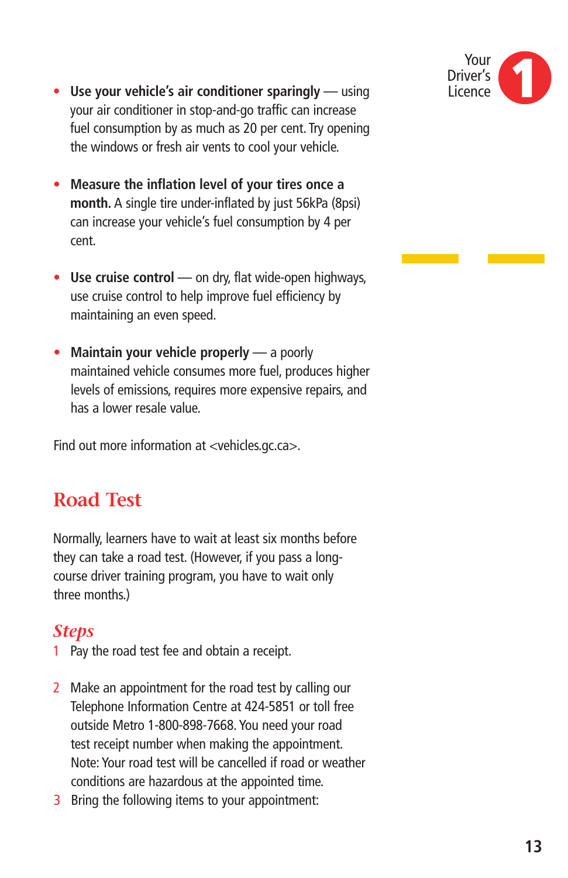- **Use your vehicle's air conditioner sparingly** — using your air conditioner in stop-and-go traffic can increase fuel consumption by as much as 20 per cent. Try opening the windows or fresh air vents to cool your vehicle.
- **Measure the inflation level of your tires once a month.** A single tire under-inflated by just 56kPa (8psi) can increase your vehicle's fuel consumption by 4 per cent.
- **Use cruise control** — on dry, flat wide-open highways, use cruise control to help improve fuel efficiency by maintaining an even speed.
- **Maintain your vehicle properly** — a poorly maintained vehicle consumes more fuel, produces higher levels of emissions, requires more expensive repairs, and has a lower resale value.

Find out more information at <vehicles.gc.ca>.

## Road Test

Normally, learners have to wait at least six months before they can take a road test. (However, if you pass a long-course driver training program, you have to wait only three months.)

### *Steps*

1. Pay the road test fee and obtain a receipt.
2. Make an appointment for the road test by calling our Telephone Information Centre at 424-5851 or toll free outside Metro 1-800-898-7668. You need your road test receipt number when making the appointment. Note: Your road test will be cancelled if road or weather conditions are hazardous at the appointed time.
3. Bring the following items to your appointment: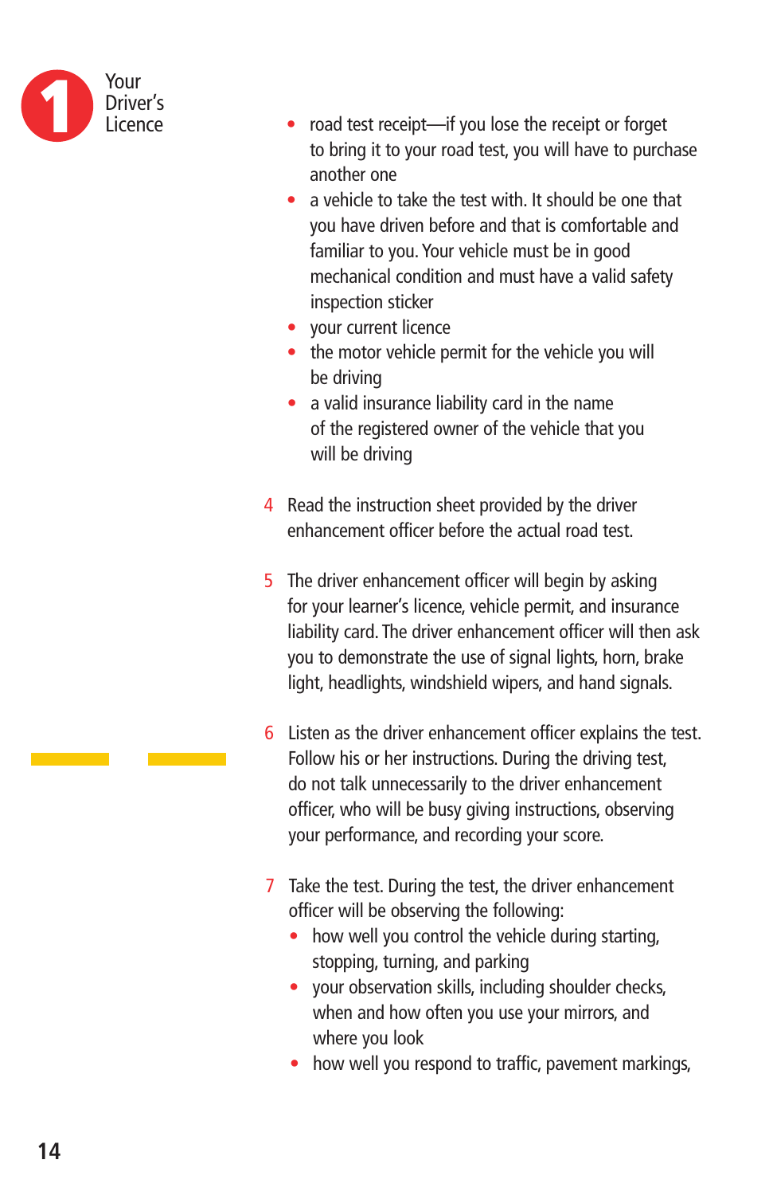- road test receipt—if you lose the receipt or forget to bring it to your road test, you will have to purchase another one
- a vehicle to take the test with. It should be one that you have driven before and that is comfortable and familiar to you. Your vehicle must be in good mechanical condition and must have a valid safety inspection sticker
- your current licence
- the motor vehicle permit for the vehicle you will be driving
- a valid insurance liability card in the name of the registered owner of the vehicle that you will be driving

4. Read the instruction sheet provided by the driver enhancement officer before the actual road test.

5. The driver enhancement officer will begin by asking for your learner's licence, vehicle permit, and insurance liability card. The driver enhancement officer will then ask you to demonstrate the use of signal lights, horn, brake light, headlights, windshield wipers, and hand signals.

6. Listen as the driver enhancement officer explains the test. Follow his or her instructions. During the driving test, do not talk unnecessarily to the driver enhancement officer, who will be busy giving instructions, observing your performance, and recording your score.

7. Take the test. During the test, the driver enhancement officer will be observing the following:
   - how well you control the vehicle during starting, stopping, turning, and parking
   - your observation skills, including shoulder checks, when and how often you use your mirrors, and where you look
   - how well you respond to traffic, pavement markings,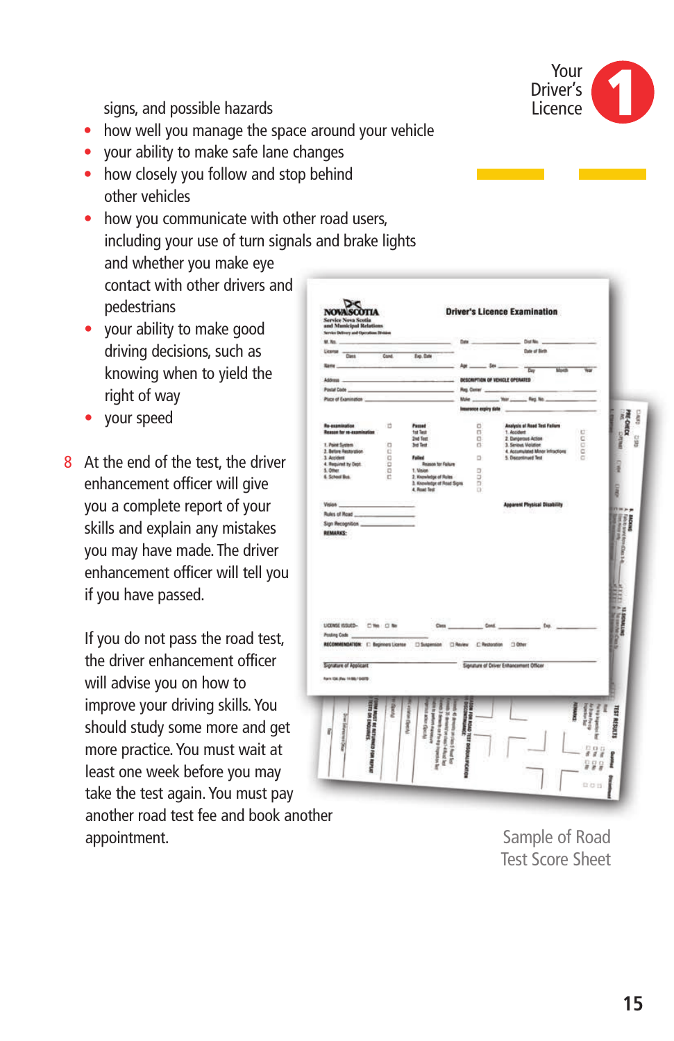signs, and possible hazards

- how well you manage the space around your vehicle
- your ability to make safe lane changes
- how closely you follow and stop behind other vehicles
- how you communicate with other road users, including your use of turn signals and brake lights and whether you make eye contact with other drivers and pedestrians
- your ability to make good driving decisions, such as knowing when to yield the right of way
- your speed

8 At the end of the test, the driver enhancement officer will give you a complete report of your skills and explain any mistakes you may have made. The driver enhancement officer will tell you if you have passed.

If you do not pass the road test, the driver enhancement officer will advise you on how to improve your driving skills. You should study some more and get more practice. You must wait at least one week before you may take the test again. You must pay another road test fee and book another appointment.

Sample of Road Test Score Sheet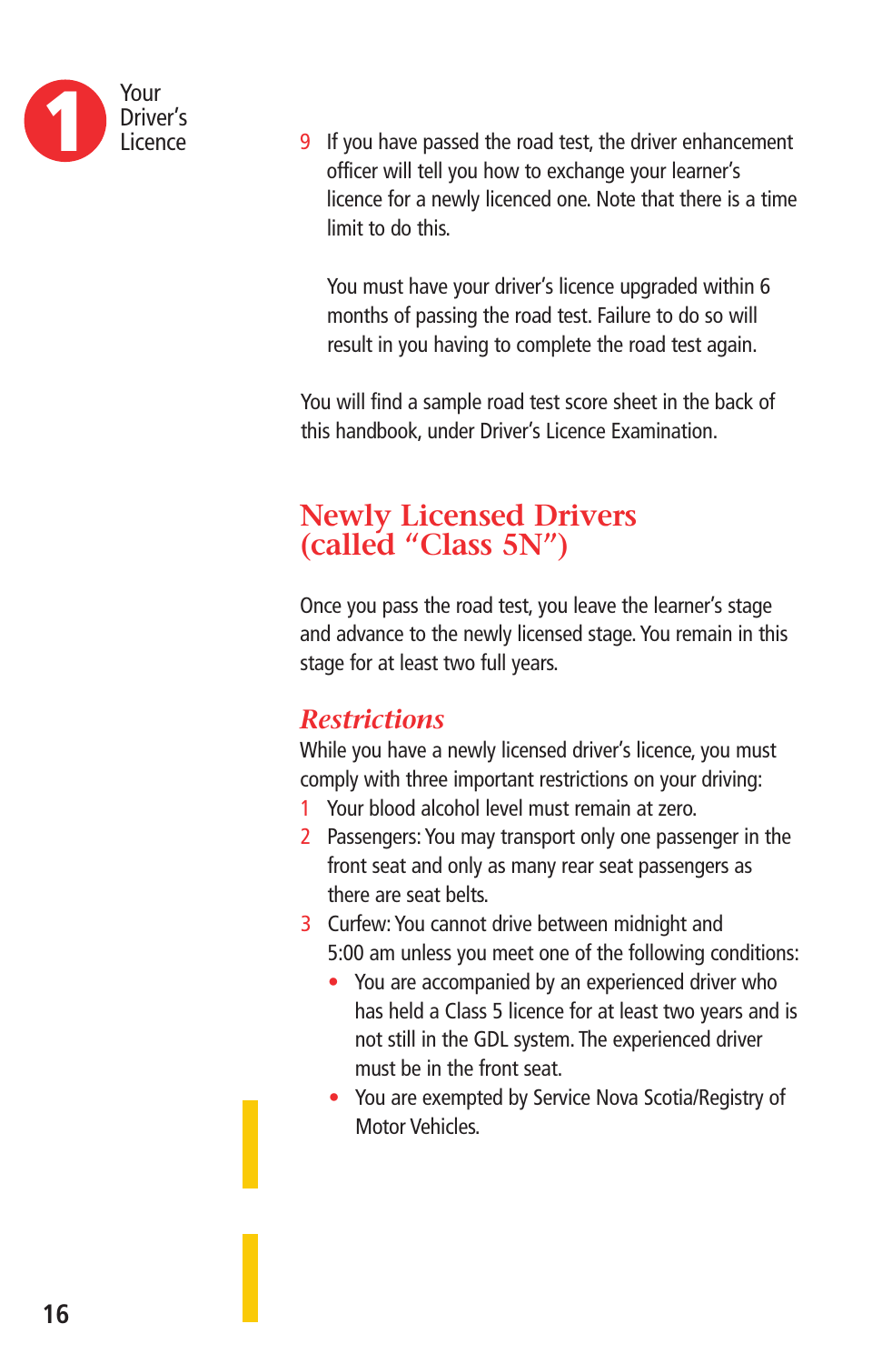9. If you have passed the road test, the driver enhancement officer will tell you how to exchange your learner's licence for a newly licenced one. Note that there is a time limit to do this.

   You must have your driver's licence upgraded within 6 months of passing the road test. Failure to do so will result in you having to complete the road test again.

You will find a sample road test score sheet in the back of this handbook, under Driver's Licence Examination.

## Newly Licensed Drivers (called "Class 5N")

Once you pass the road test, you leave the learner's stage and advance to the newly licensed stage. You remain in this stage for at least two full years.

### *Restrictions*

While you have a newly licensed driver's licence, you must comply with three important restrictions on your driving:

1. Your blood alcohol level must remain at zero.
2. Passengers: You may transport only one passenger in the front seat and only as many rear seat passengers as there are seat belts.
3. Curfew: You cannot drive between midnight and 5:00 am unless you meet one of the following conditions:
   - You are accompanied by an experienced driver who has held a Class 5 licence for at least two years and is not still in the GDL system. The experienced driver must be in the front seat.
   - You are exempted by Service Nova Scotia/Registry of Motor Vehicles.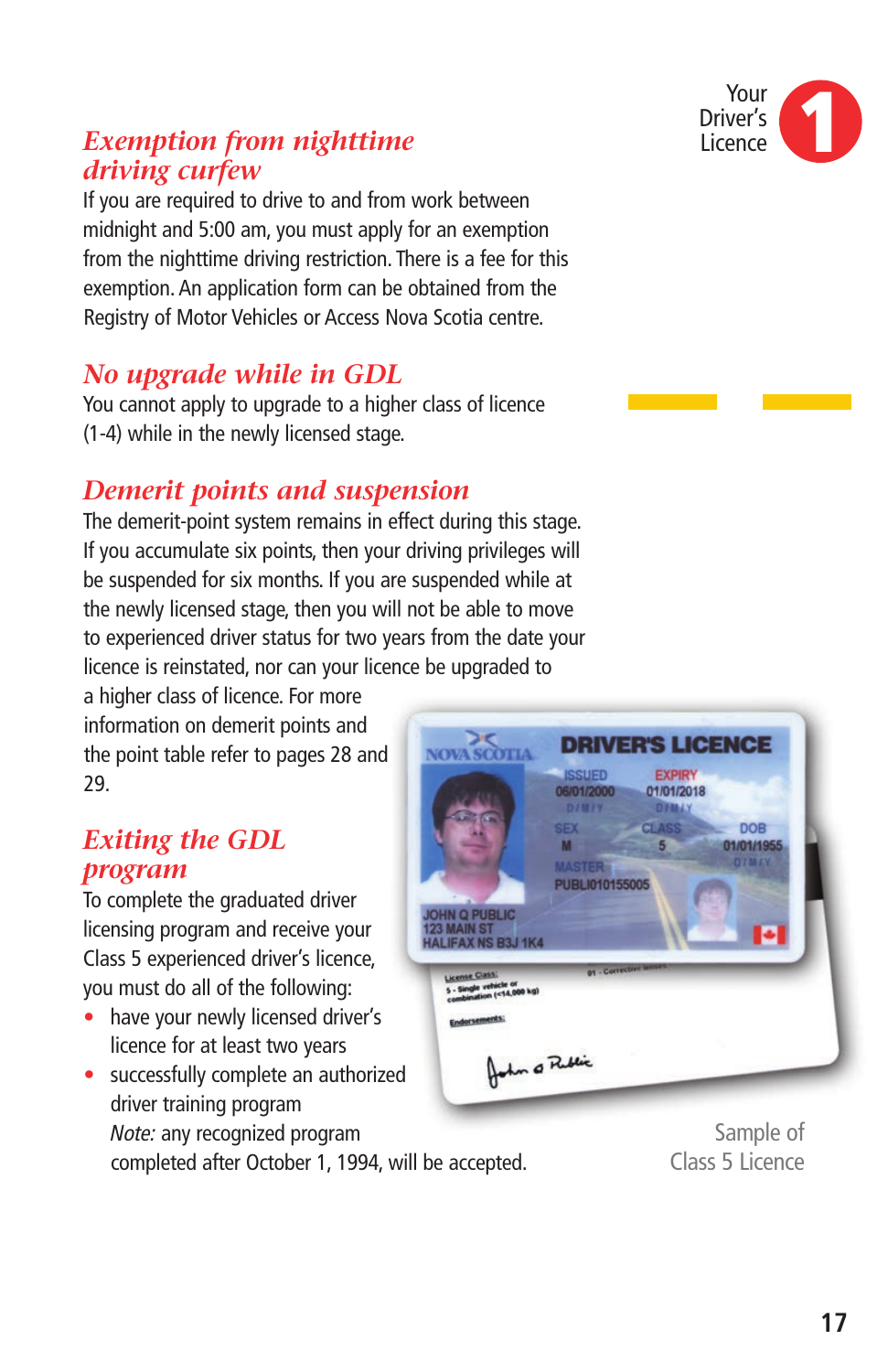## Exemption from nighttime driving curfew

If you are required to drive to and from work between midnight and 5:00 am, you must apply for an exemption from the nighttime driving restriction. There is a fee for this exemption. An application form can be obtained from the Registry of Motor Vehicles or Access Nova Scotia centre.

## No upgrade while in GDL

You cannot apply to upgrade to a higher class of licence (1-4) while in the newly licensed stage.

## Demerit points and suspension

The demerit-point system remains in effect during this stage. If you accumulate six points, then your driving privileges will be suspended for six months. If you are suspended while at the newly licensed stage, then you will not be able to move to experienced driver status for two years from the date your licence is reinstated, nor can your licence be upgraded to a higher class of licence. For more information on demerit points and the point table refer to pages 28 and 29.

## Exiting the GDL program

To complete the graduated driver licensing program and receive your Class 5 experienced driver's licence, you must do all of the following:

- have your newly licensed driver's licence for at least two years
- successfully complete an authorized driver training program
  *Note:* any recognized program completed after October 1, 1994, will be accepted.

Sample of Class 5 Licence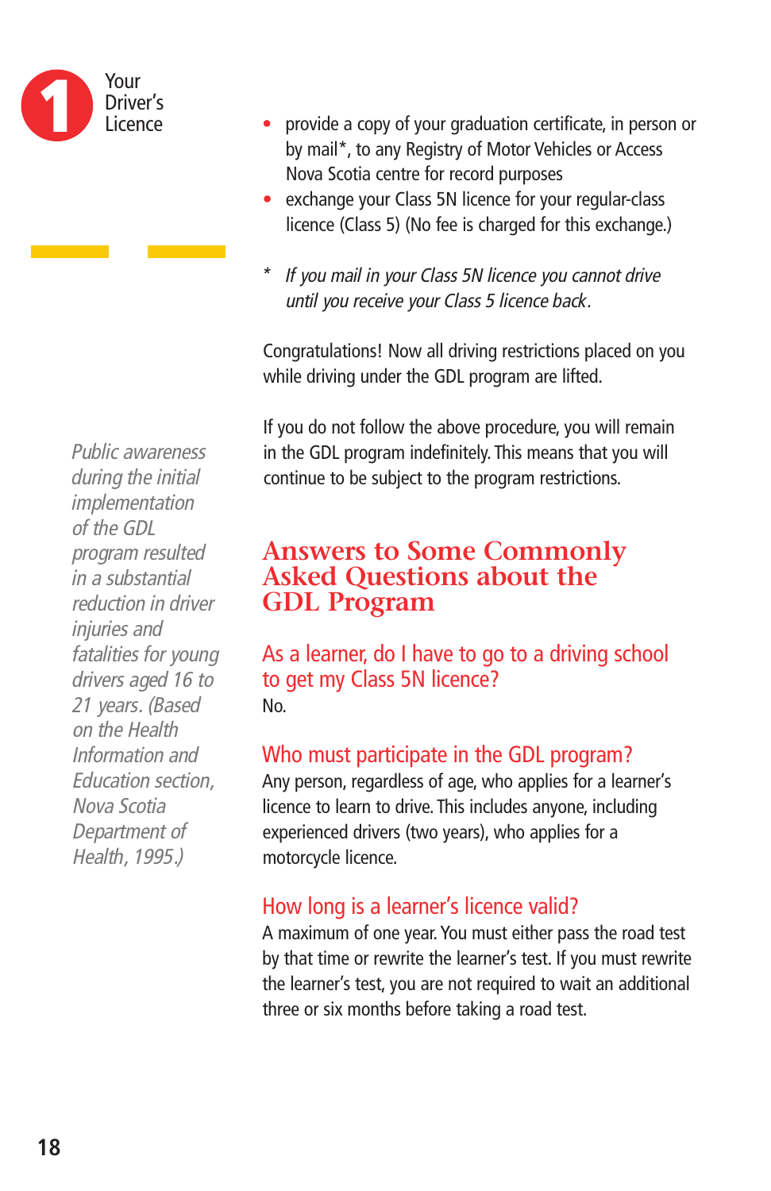- provide a copy of your graduation certificate, in person or by mail*, to any Registry of Motor Vehicles or Access Nova Scotia centre for record purposes
- exchange your Class 5N licence for your regular-class licence (Class 5) (No fee is charged for this exchange.)

\* *If you mail in your Class 5N licence you cannot drive until you receive your Class 5 licence back.*

Congratulations! Now all driving restrictions placed on you while driving under the GDL program are lifted.

If you do not follow the above procedure, you will remain in the GDL program indefinitely. This means that you will continue to be subject to the program restrictions.

*Public awareness during the initial implementation of the GDL program resulted in a substantial reduction in driver injuries and fatalities for young drivers aged 16 to 21 years. (Based on the Health Information and Education section, Nova Scotia Department of Health, 1995.)*

## Answers to Some Commonly Asked Questions about the GDL Program

### As a learner, do I have to go to a driving school to get my Class 5N licence?

No.

### Who must participate in the GDL program?

Any person, regardless of age, who applies for a learner's licence to learn to drive. This includes anyone, including experienced drivers (two years), who applies for a motorcycle licence.

### How long is a learner's licence valid?

A maximum of one year. You must either pass the road test by that time or rewrite the learner's test. If you must rewrite the learner's test, you are not required to wait an additional three or six months before taking a road test.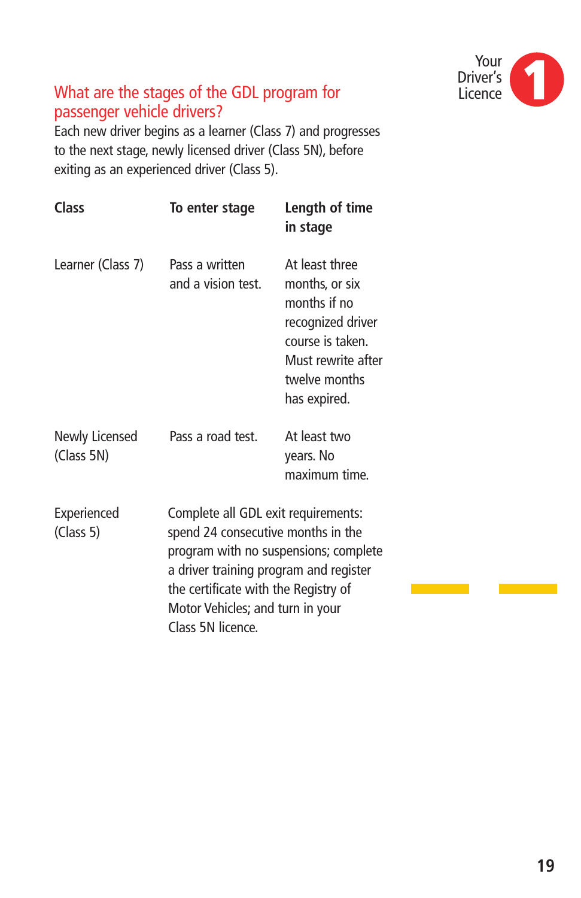## What are the stages of the GDL program for passenger vehicle drivers?

Each new driver begins as a learner (Class 7) and progresses to the next stage, newly licensed driver (Class 5N), before exiting as an experienced driver (Class 5).

| Class | To enter stage | Length of time in stage |
|---|---|---|
| Learner (Class 7) | Pass a written and a vision test. | At least three months, or six months if no recognized driver course is taken. Must rewrite after twelve months has expired. |
| Newly Licensed (Class 5N) | Pass a road test. | At least two years. No maximum time. |
| Experienced (Class 5) | Complete all GDL exit requirements: spend 24 consecutive months in the program with no suspensions; complete a driver training program and register the certificate with the Registry of Motor Vehicles; and turn in your Class 5N licence. | |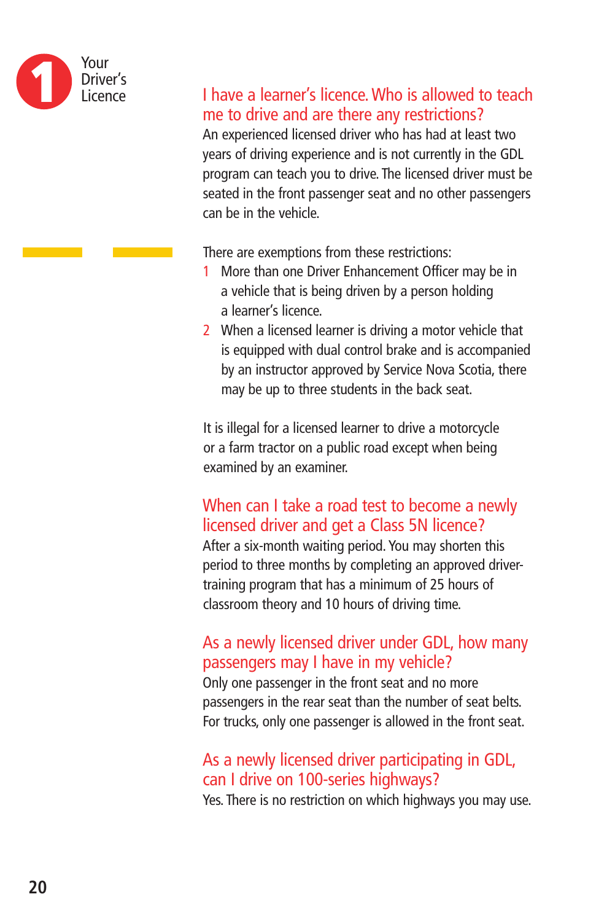## I have a learner's licence. Who is allowed to teach me to drive and are there any restrictions?

An experienced licensed driver who has had at least two years of driving experience and is not currently in the GDL program can teach you to drive. The licensed driver must be seated in the front passenger seat and no other passengers can be in the vehicle.

There are exemptions from these restrictions:

1. More than one Driver Enhancement Officer may be in a vehicle that is being driven by a person holding a learner's licence.
2. When a licensed learner is driving a motor vehicle that is equipped with dual control brake and is accompanied by an instructor approved by Service Nova Scotia, there may be up to three students in the back seat.

It is illegal for a licensed learner to drive a motorcycle or a farm tractor on a public road except when being examined by an examiner.

## When can I take a road test to become a newly licensed driver and get a Class 5N licence?

After a six-month waiting period. You may shorten this period to three months by completing an approved driver-training program that has a minimum of 25 hours of classroom theory and 10 hours of driving time.

## As a newly licensed driver under GDL, how many passengers may I have in my vehicle?

Only one passenger in the front seat and no more passengers in the rear seat than the number of seat belts. For trucks, only one passenger is allowed in the front seat.

## As a newly licensed driver participating in GDL, can I drive on 100-series highways?

Yes. There is no restriction on which highways you may use.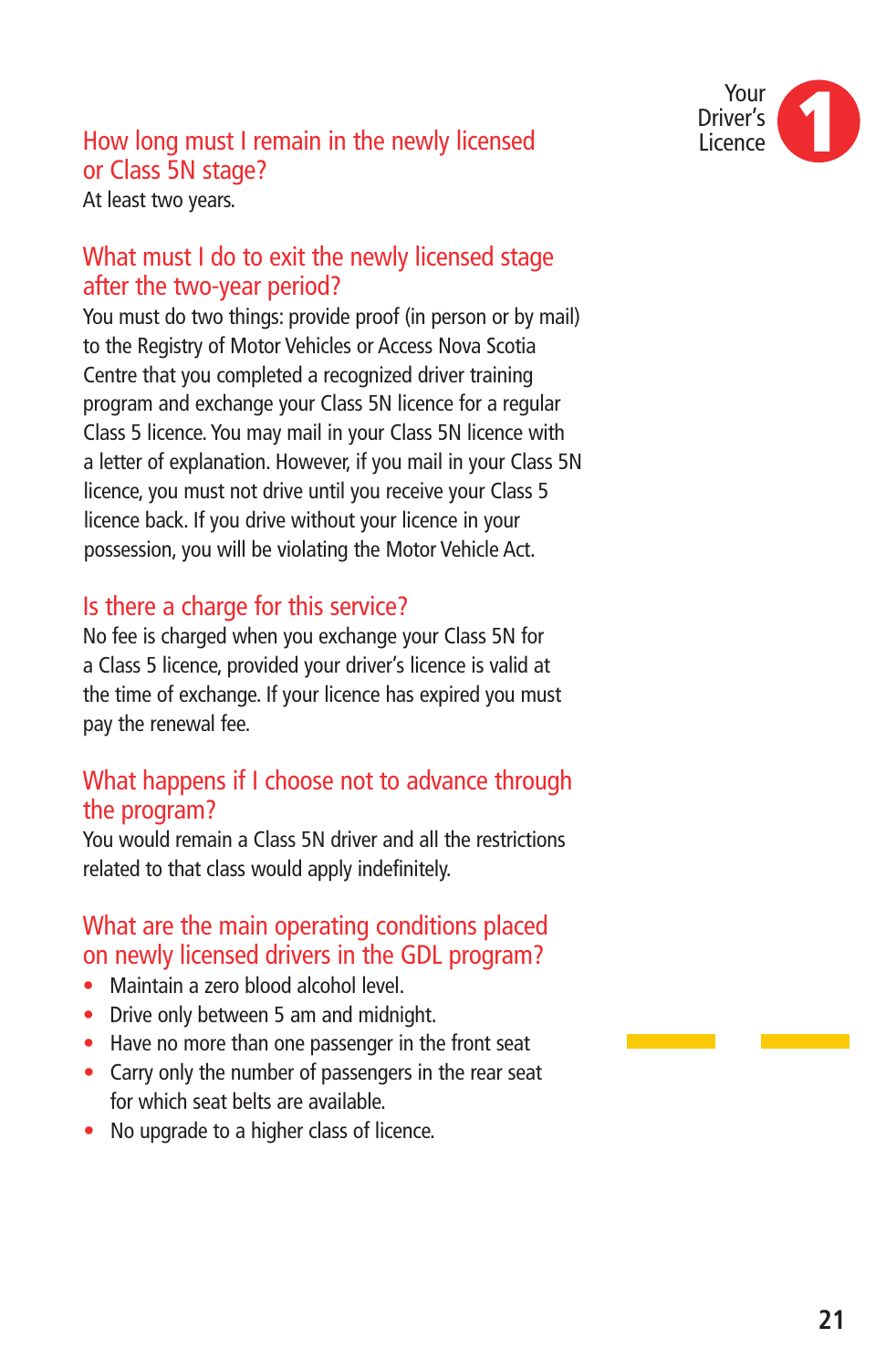## How long must I remain in the newly licensed or Class 5N stage?

At least two years.

## What must I do to exit the newly licensed stage after the two-year period?

You must do two things: provide proof (in person or by mail) to the Registry of Motor Vehicles or Access Nova Scotia Centre that you completed a recognized driver training program and exchange your Class 5N licence for a regular Class 5 licence. You may mail in your Class 5N licence with a letter of explanation. However, if you mail in your Class 5N licence, you must not drive until you receive your Class 5 licence back. If you drive without your licence in your possession, you will be violating the Motor Vehicle Act.

## Is there a charge for this service?

No fee is charged when you exchange your Class 5N for a Class 5 licence, provided your driver's licence is valid at the time of exchange. If your licence has expired you must pay the renewal fee.

## What happens if I choose not to advance through the program?

You would remain a Class 5N driver and all the restrictions related to that class would apply indefinitely.

## What are the main operating conditions placed on newly licensed drivers in the GDL program?

- Maintain a zero blood alcohol level.
- Drive only between 5 am and midnight.
- Have no more than one passenger in the front seat
- Carry only the number of passengers in the rear seat for which seat belts are available.
- No upgrade to a higher class of licence.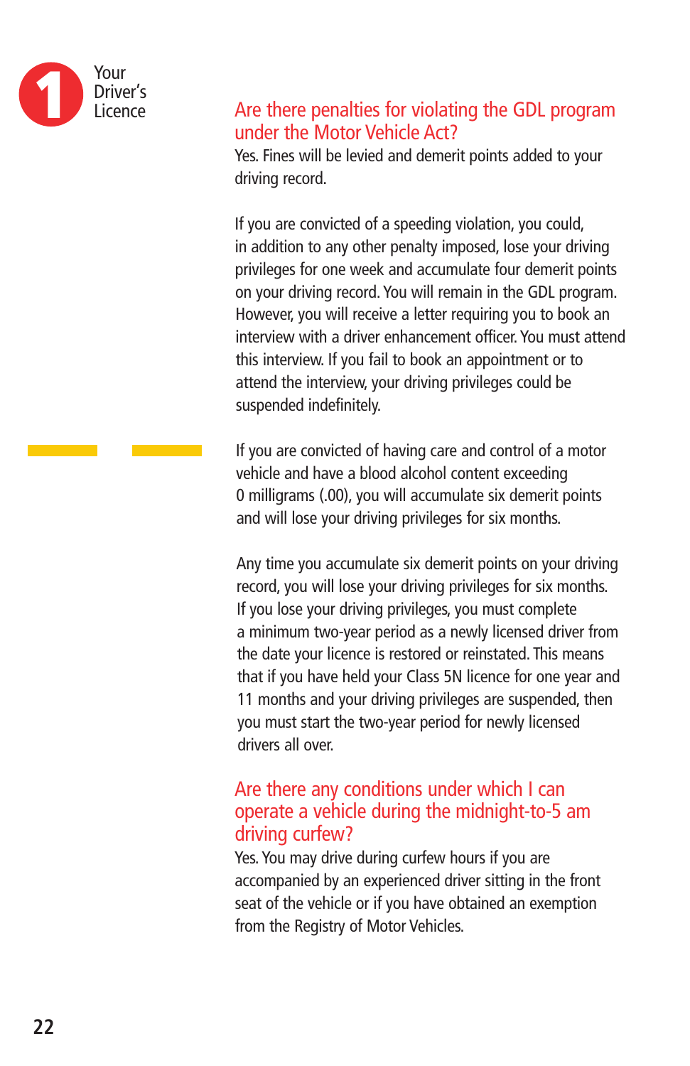## Are there penalties for violating the GDL program under the Motor Vehicle Act?

Yes. Fines will be levied and demerit points added to your driving record.

If you are convicted of a speeding violation, you could, in addition to any other penalty imposed, lose your driving privileges for one week and accumulate four demerit points on your driving record. You will remain in the GDL program. However, you will receive a letter requiring you to book an interview with a driver enhancement officer. You must attend this interview. If you fail to book an appointment or to attend the interview, your driving privileges could be suspended indefinitely.

If you are convicted of having care and control of a motor vehicle and have a blood alcohol content exceeding 0 milligrams (.00), you will accumulate six demerit points and will lose your driving privileges for six months.

Any time you accumulate six demerit points on your driving record, you will lose your driving privileges for six months. If you lose your driving privileges, you must complete a minimum two-year period as a newly licensed driver from the date your licence is restored or reinstated. This means that if you have held your Class 5N licence for one year and 11 months and your driving privileges are suspended, then you must start the two-year period for newly licensed drivers all over.

## Are there any conditions under which I can operate a vehicle during the midnight-to-5 am driving curfew?

Yes. You may drive during curfew hours if you are accompanied by an experienced driver sitting in the front seat of the vehicle or if you have obtained an exemption from the Registry of Motor Vehicles.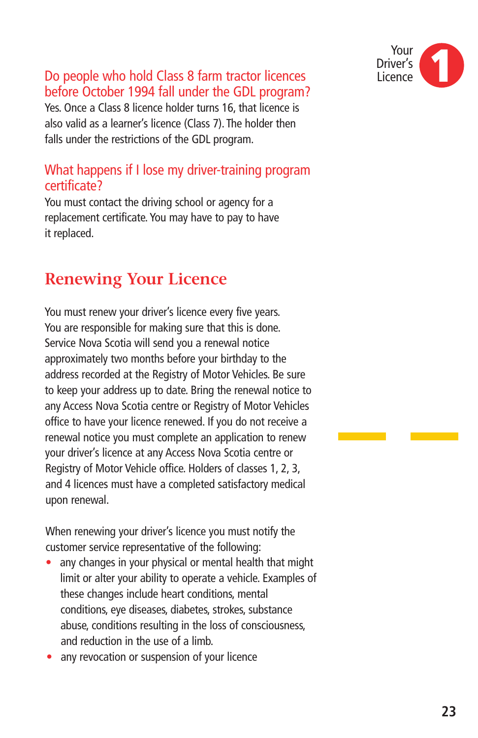### Do people who hold Class 8 farm tractor licences before October 1994 fall under the GDL program?

Yes. Once a Class 8 licence holder turns 16, that licence is also valid as a learner's licence (Class 7). The holder then falls under the restrictions of the GDL program.

### What happens if I lose my driver-training program certificate?

You must contact the driving school or agency for a replacement certificate. You may have to pay to have it replaced.

## Renewing Your Licence

You must renew your driver's licence every five years. You are responsible for making sure that this is done. Service Nova Scotia will send you a renewal notice approximately two months before your birthday to the address recorded at the Registry of Motor Vehicles. Be sure to keep your address up to date. Bring the renewal notice to any Access Nova Scotia centre or Registry of Motor Vehicles office to have your licence renewed. If you do not receive a renewal notice you must complete an application to renew your driver's licence at any Access Nova Scotia centre or Registry of Motor Vehicle office. Holders of classes 1, 2, 3, and 4 licences must have a completed satisfactory medical upon renewal.

When renewing your driver's licence you must notify the customer service representative of the following:

- any changes in your physical or mental health that might limit or alter your ability to operate a vehicle. Examples of these changes include heart conditions, mental conditions, eye diseases, diabetes, strokes, substance abuse, conditions resulting in the loss of consciousness, and reduction in the use of a limb.
- any revocation or suspension of your licence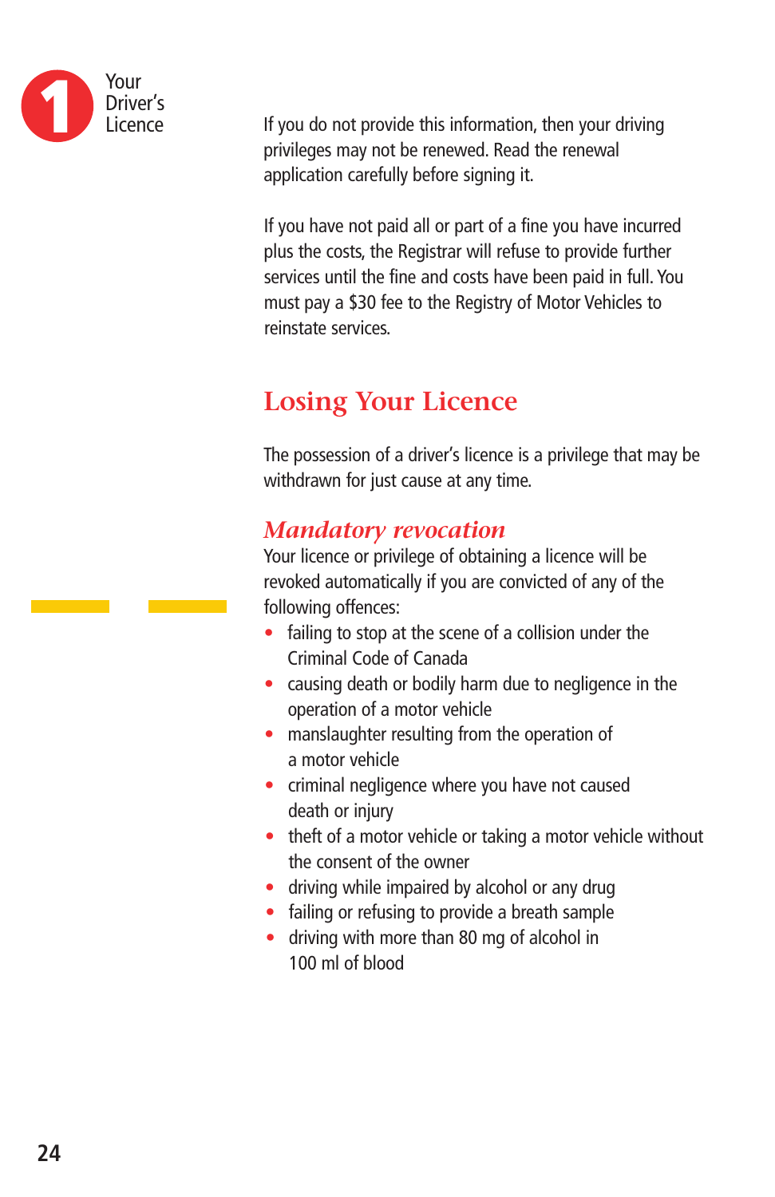If you do not provide this information, then your driving privileges may not be renewed. Read the renewal application carefully before signing it.

If you have not paid all or part of a fine you have incurred plus the costs, the Registrar will refuse to provide further services until the fine and costs have been paid in full. You must pay a $30 fee to the Registry of Motor Vehicles to reinstate services.

## Losing Your Licence

The possession of a driver's licence is a privilege that may be withdrawn for just cause at any time.

### *Mandatory revocation*

Your licence or privilege of obtaining a licence will be revoked automatically if you are convicted of any of the following offences:

- failing to stop at the scene of a collision under the Criminal Code of Canada
- causing death or bodily harm due to negligence in the operation of a motor vehicle
- manslaughter resulting from the operation of a motor vehicle
- criminal negligence where you have not caused death or injury
- theft of a motor vehicle or taking a motor vehicle without the consent of the owner
- driving while impaired by alcohol or any drug
- failing or refusing to provide a breath sample
- driving with more than 80 mg of alcohol in 100 ml of blood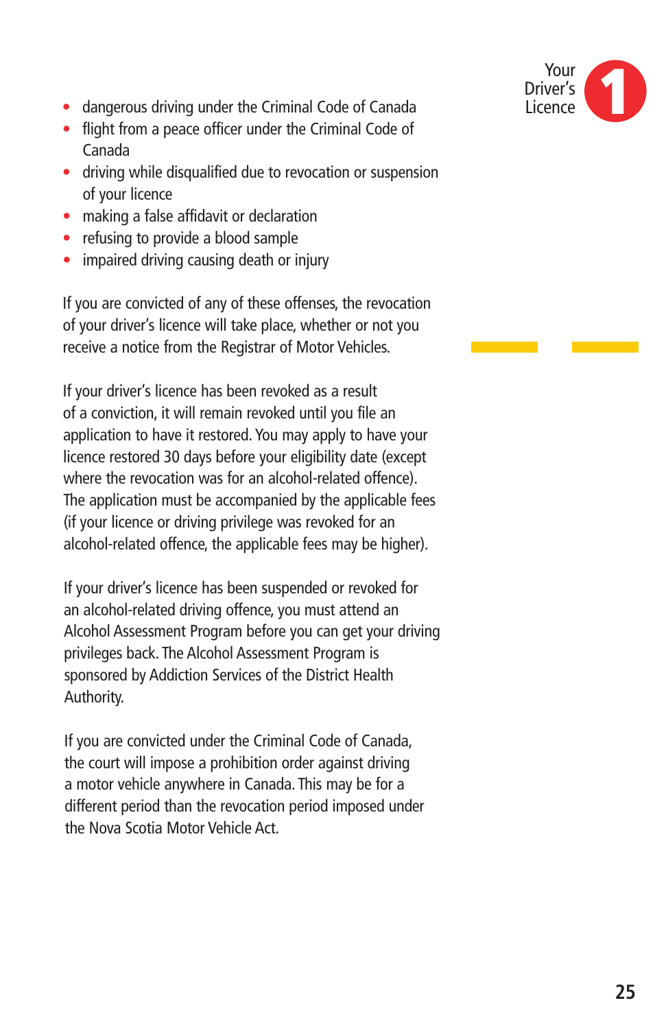- dangerous driving under the Criminal Code of Canada
- flight from a peace officer under the Criminal Code of Canada
- driving while disqualified due to revocation or suspension of your licence
- making a false affidavit or declaration
- refusing to provide a blood sample
- impaired driving causing death or injury

If you are convicted of any of these offenses, the revocation of your driver's licence will take place, whether or not you receive a notice from the Registrar of Motor Vehicles.

If your driver's licence has been revoked as a result of a conviction, it will remain revoked until you file an application to have it restored. You may apply to have your licence restored 30 days before your eligibility date (except where the revocation was for an alcohol-related offence). The application must be accompanied by the applicable fees (if your licence or driving privilege was revoked for an alcohol-related offence, the applicable fees may be higher).

If your driver's licence has been suspended or revoked for an alcohol-related driving offence, you must attend an Alcohol Assessment Program before you can get your driving privileges back. The Alcohol Assessment Program is sponsored by Addiction Services of the District Health Authority.

If you are convicted under the Criminal Code of Canada, the court will impose a prohibition order against driving a motor vehicle anywhere in Canada. This may be for a different period than the revocation period imposed under the Nova Scotia Motor Vehicle Act.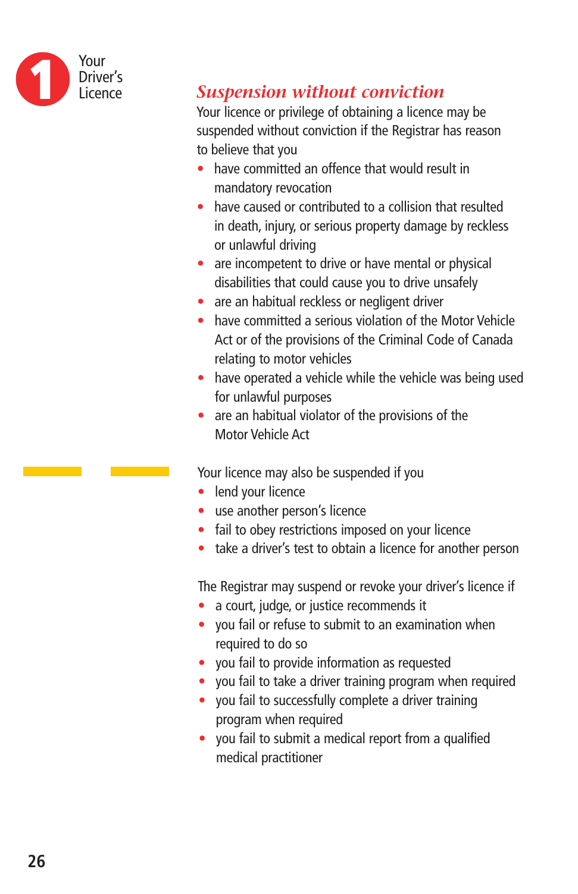## *Suspension without conviction*

Your licence or privilege of obtaining a licence may be suspended without conviction if the Registrar has reason to believe that you

- have committed an offence that would result in mandatory revocation
- have caused or contributed to a collision that resulted in death, injury, or serious property damage by reckless or unlawful driving
- are incompetent to drive or have mental or physical disabilities that could cause you to drive unsafely
- are an habitual reckless or negligent driver
- have committed a serious violation of the Motor Vehicle Act or of the provisions of the Criminal Code of Canada relating to motor vehicles
- have operated a vehicle while the vehicle was being used for unlawful purposes
- are an habitual violator of the provisions of the Motor Vehicle Act

Your licence may also be suspended if you

- lend your licence
- use another person's licence
- fail to obey restrictions imposed on your licence
- take a driver's test to obtain a licence for another person

The Registrar may suspend or revoke your driver's licence if

- a court, judge, or justice recommends it
- you fail or refuse to submit to an examination when required to do so
- you fail to provide information as requested
- you fail to take a driver training program when required
- you fail to successfully complete a driver training program when required
- you fail to submit a medical report from a qualified medical practitioner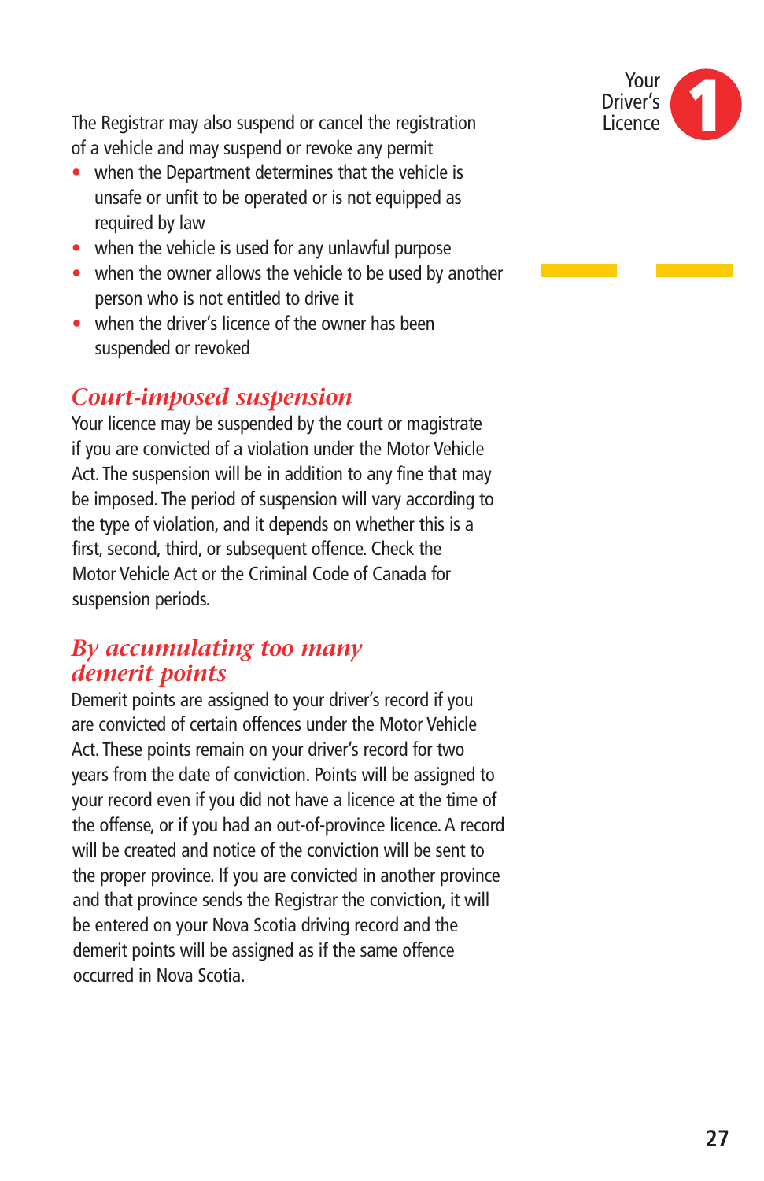The Registrar may also suspend or cancel the registration of a vehicle and may suspend or revoke any permit

- when the Department determines that the vehicle is unsafe or unfit to be operated or is not equipped as required by law
- when the vehicle is used for any unlawful purpose
- when the owner allows the vehicle to be used by another person who is not entitled to drive it
- when the driver's licence of the owner has been suspended or revoked

## *Court-imposed suspension*

Your licence may be suspended by the court or magistrate if you are convicted of a violation under the Motor Vehicle Act. The suspension will be in addition to any fine that may be imposed. The period of suspension will vary according to the type of violation, and it depends on whether this is a first, second, third, or subsequent offence. Check the Motor Vehicle Act or the Criminal Code of Canada for suspension periods.

## *By accumulating too many demerit points*

Demerit points are assigned to your driver's record if you are convicted of certain offences under the Motor Vehicle Act. These points remain on your driver's record for two years from the date of conviction. Points will be assigned to your record even if you did not have a licence at the time of the offense, or if you had an out-of-province licence. A record will be created and notice of the conviction will be sent to the proper province. If you are convicted in another province and that province sends the Registrar the conviction, it will be entered on your Nova Scotia driving record and the demerit points will be assigned as if the same offence occurred in Nova Scotia.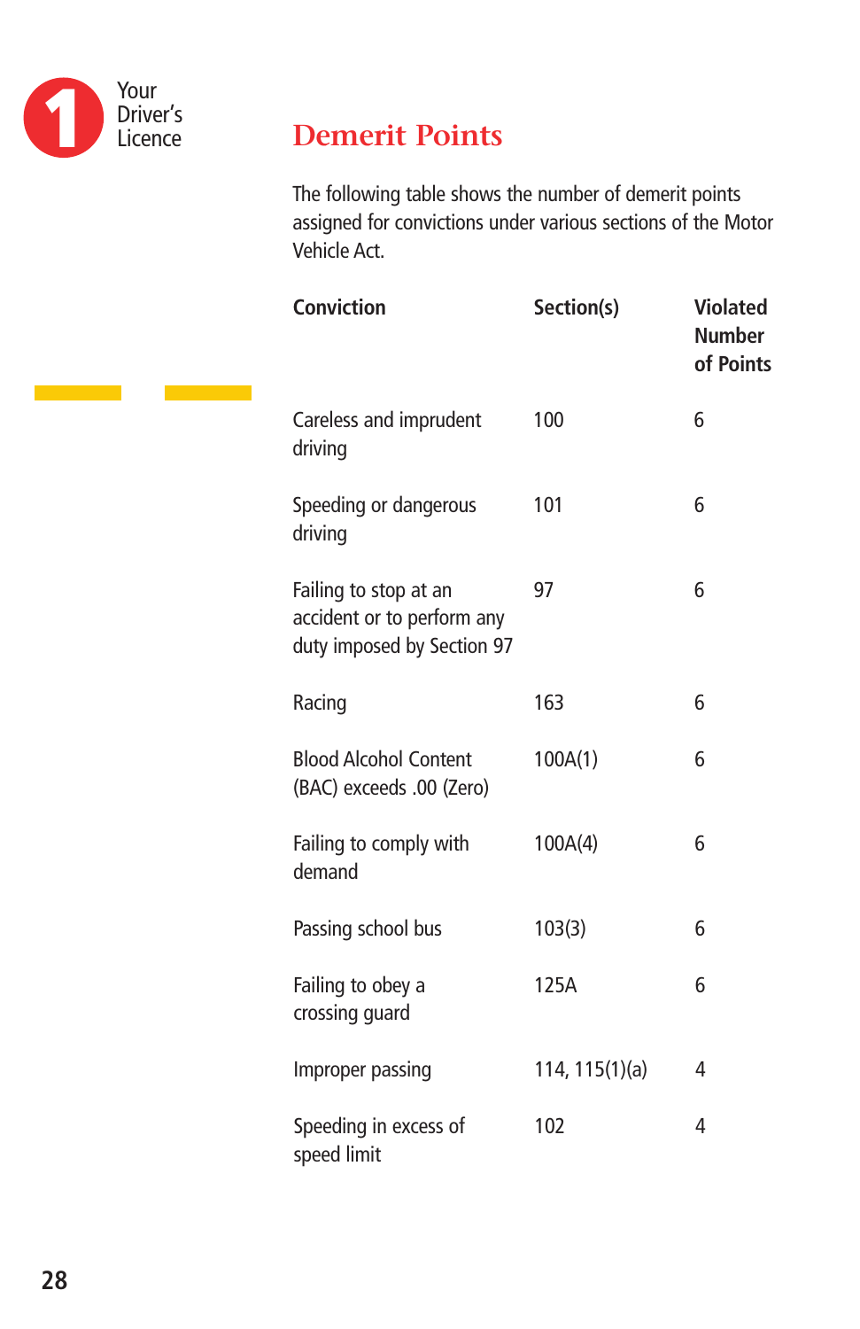## Demerit Points

The following table shows the number of demerit points assigned for convictions under various sections of the Motor Vehicle Act.

| Conviction | Section(s) | Violated Number of Points |
|---|---|---|
| Careless and imprudent driving | 100 | 6 |
| Speeding or dangerous driving | 101 | 6 |
| Failing to stop at an accident or to perform any duty imposed by Section 97 | 97 | 6 |
| Racing | 163 | 6 |
| Blood Alcohol Content (BAC) exceeds .00 (Zero) | 100A(1) | 6 |
| Failing to comply with demand | 100A(4) | 6 |
| Passing school bus | 103(3) | 6 |
| Failing to obey a crossing guard | 125A | 6 |
| Improper passing | 114, 115(1)(a) | 4 |
| Speeding in excess of speed limit | 102 | 4 |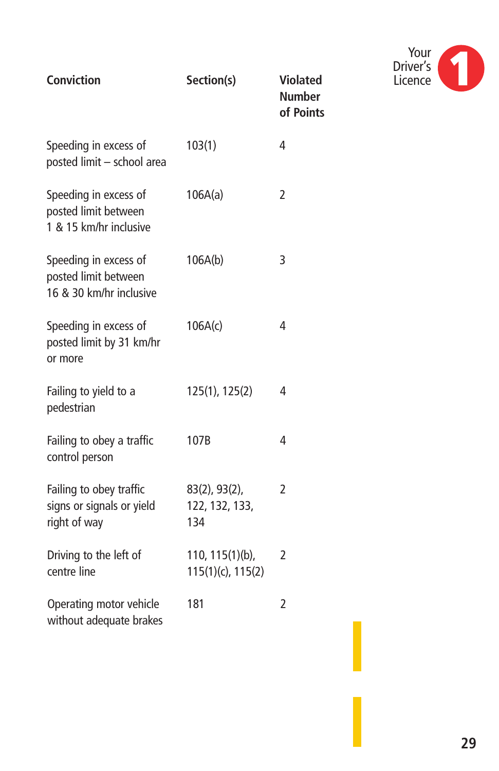| Conviction | Section(s) | Violated Number of Points |
|---|---|---|
| Speeding in excess of posted limit – school area | 103(1) | 4 |
| Speeding in excess of posted limit between 1 & 15 km/hr inclusive | 106A(a) | 2 |
| Speeding in excess of posted limit between 16 & 30 km/hr inclusive | 106A(b) | 3 |
| Speeding in excess of posted limit by 31 km/hr or more | 106A(c) | 4 |
| Failing to yield to a pedestrian | 125(1), 125(2) | 4 |
| Failing to obey a traffic control person | 107B | 4 |
| Failing to obey traffic signs or signals or yield right of way | 83(2), 93(2), 122, 132, 133, 134 | 2 |
| Driving to the left of centre line | 110, 115(1)(b), 115(1)(c), 115(2) | 2 |
| Operating motor vehicle without adequate brakes | 181 | 2 |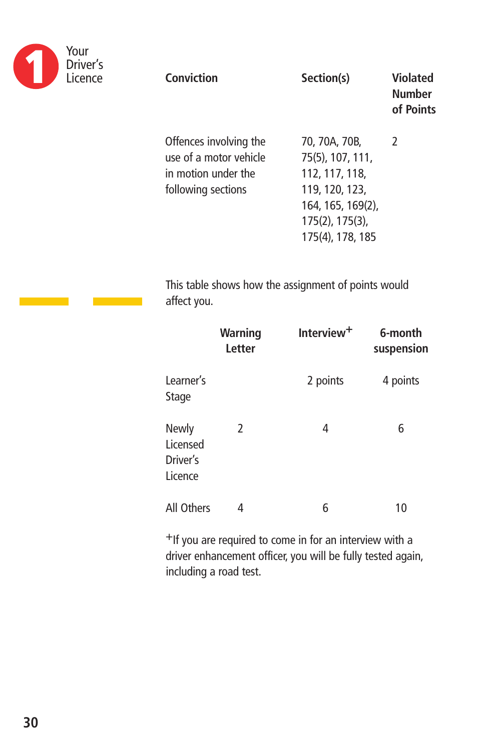| Conviction | Section(s) | Violated Number of Points |
|---|---|---|
| Offences involving the use of a motor vehicle in motion under the following sections | 70, 70A, 70B, 75(5), 107, 111, 112, 117, 118, 119, 120, 123, 164, 165, 169(2), 175(2), 175(3), 175(4), 178, 185 | 2 |

This table shows how the assignment of points would affect you.

| | Warning Letter | Interview+ | 6-month suspension |
|---|---|---|---|
| Learner's Stage | | 2 points | 4 points |
| Newly Licensed Driver's Licence | 2 | 4 | 6 |
| All Others | 4 | 6 | 10 |

+If you are required to come in for an interview with a driver enhancement officer, you will be fully tested again, including a road test.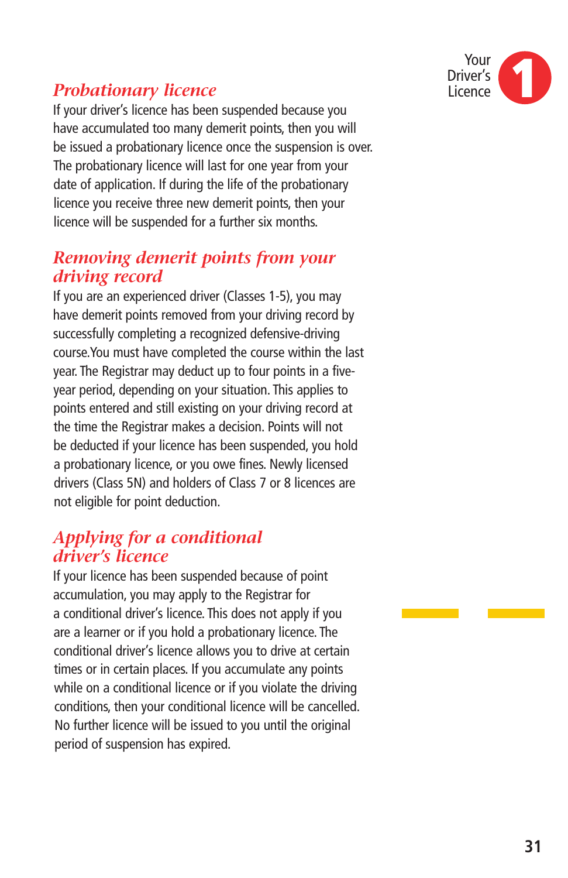## Probationary licence

If your driver's licence has been suspended because you have accumulated too many demerit points, then you will be issued a probationary licence once the suspension is over. The probationary licence will last for one year from your date of application. If during the life of the probationary licence you receive three new demerit points, then your licence will be suspended for a further six months.

## Removing demerit points from your driving record

If you are an experienced driver (Classes 1-5), you may have demerit points removed from your driving record by successfully completing a recognized defensive-driving course. You must have completed the course within the last year. The Registrar may deduct up to four points in a five-year period, depending on your situation. This applies to points entered and still existing on your driving record at the time the Registrar makes a decision. Points will not be deducted if your licence has been suspended, you hold a probationary licence, or you owe fines. Newly licensed drivers (Class 5N) and holders of Class 7 or 8 licences are not eligible for point deduction.

## Applying for a conditional driver's licence

If your licence has been suspended because of point accumulation, you may apply to the Registrar for a conditional driver's licence. This does not apply if you are a learner or if you hold a probationary licence. The conditional driver's licence allows you to drive at certain times or in certain places. If you accumulate any points while on a conditional licence or if you violate the driving conditions, then your conditional licence will be cancelled. No further licence will be issued to you until the original period of suspension has expired.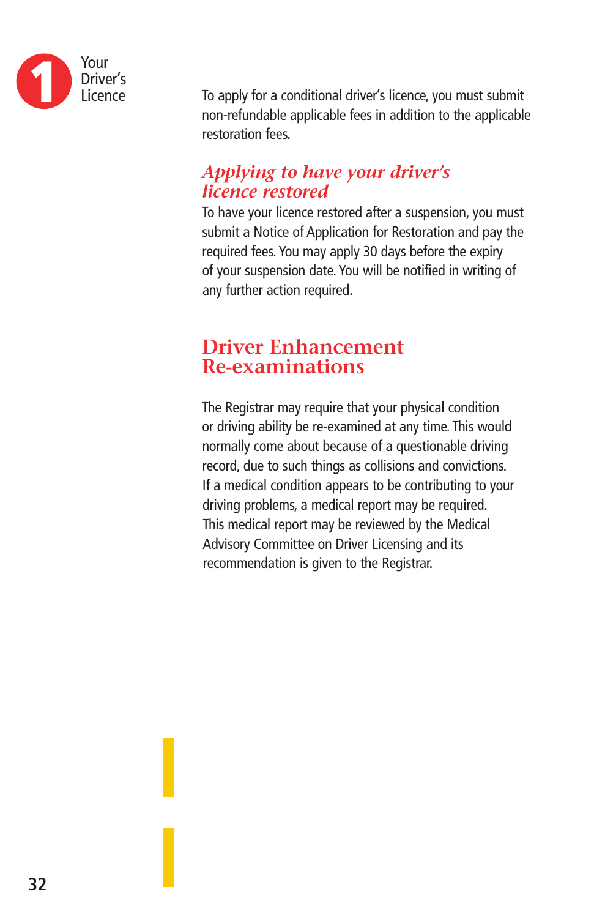To apply for a conditional driver's licence, you must submit non-refundable applicable fees in addition to the applicable restoration fees.

### *Applying to have your driver's licence restored*

To have your licence restored after a suspension, you must submit a Notice of Application for Restoration and pay the required fees. You may apply 30 days before the expiry of your suspension date. You will be notified in writing of any further action required.

## Driver Enhancement Re-examinations

The Registrar may require that your physical condition or driving ability be re-examined at any time. This would normally come about because of a questionable driving record, due to such things as collisions and convictions. If a medical condition appears to be contributing to your driving problems, a medical report may be required. This medical report may be reviewed by the Medical Advisory Committee on Driver Licensing and its recommendation is given to the Registrar.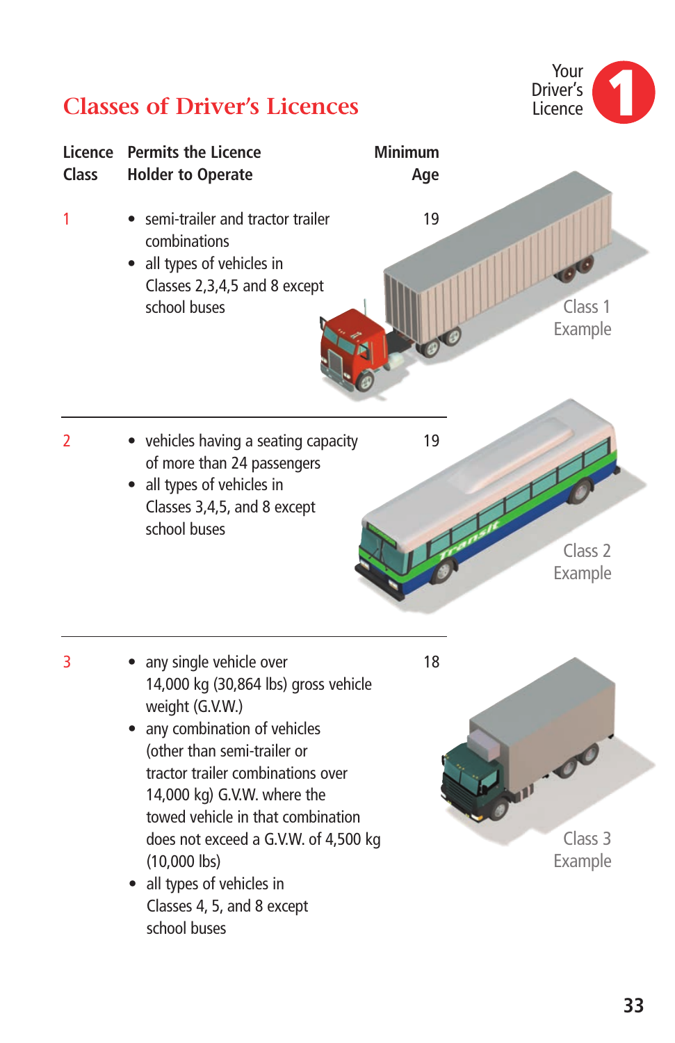# Classes of Driver's Licences

| Licence Class | Permits the Licence Holder to Operate | Minimum Age |
| --- | --- | --- |
| 1 | • semi-trailer and tractor trailer combinations<br>• all types of vehicles in Classes 2,3,4,5 and 8 except school buses | 19 |
| 2 | • vehicles having a seating capacity of more than 24 passengers<br>• all types of vehicles in Classes 3,4,5, and 8 except school buses | 19 |
| 3 | • any single vehicle over 14,000 kg (30,864 lbs) gross vehicle weight (G.V.W.)<br>• any combination of vehicles (other than semi-trailer or tractor trailer combinations over 14,000 kg) G.V.W. where the towed vehicle in that combination does not exceed a G.V.W. of 4,500 kg (10,000 lbs)<br>• all types of vehicles in Classes 4, 5, and 8 except school buses | 18 |

Class 1 Example

Class 2 Example

Class 3 Example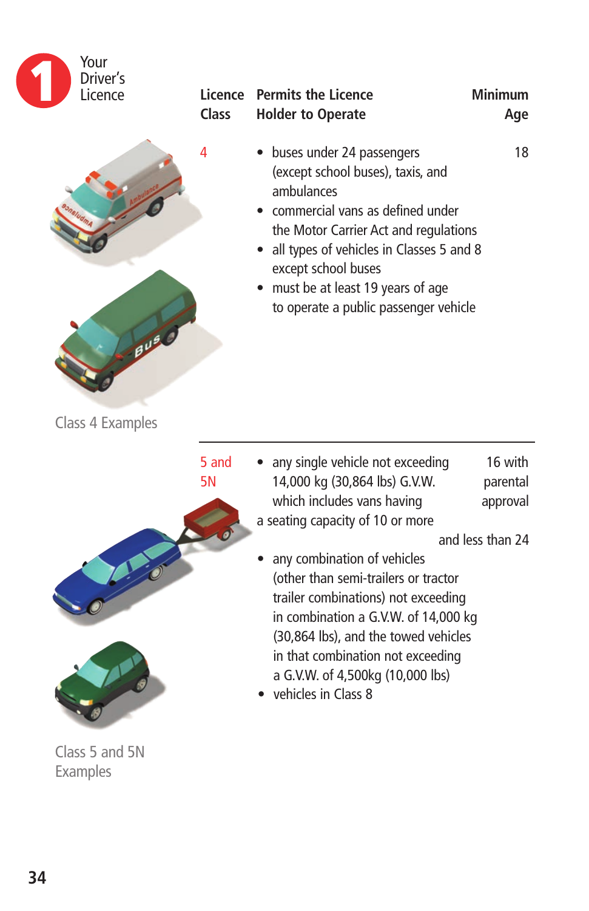1 Your Driver's Licence

| Licence Class | Permits the Licence Holder to Operate | Minimum Age |
|---|---|---|
| 4 | • buses under 24 passengers (except school buses), taxis, and ambulances<br>• commercial vans as defined under the Motor Carrier Act and regulations<br>• all types of vehicles in Classes 5 and 8 except school buses<br>• must be at least 19 years of age to operate a public passenger vehicle | 18 |
| 5 and 5N | • any single vehicle not exceeding 14,000 kg (30,864 lbs) G.V.W. which includes vans having a seating capacity of 10 or more and less than 24<br>• any combination of vehicles (other than semi-trailers or tractor trailer combinations) not exceeding in combination a G.V.W. of 14,000 kg (30,864 lbs), and the towed vehicles in that combination not exceeding a G.V.W. of 4,500kg (10,000 lbs)<br>• vehicles in Class 8 | 16 with parental approval |

Class 4 Examples

Class 5 and 5N Examples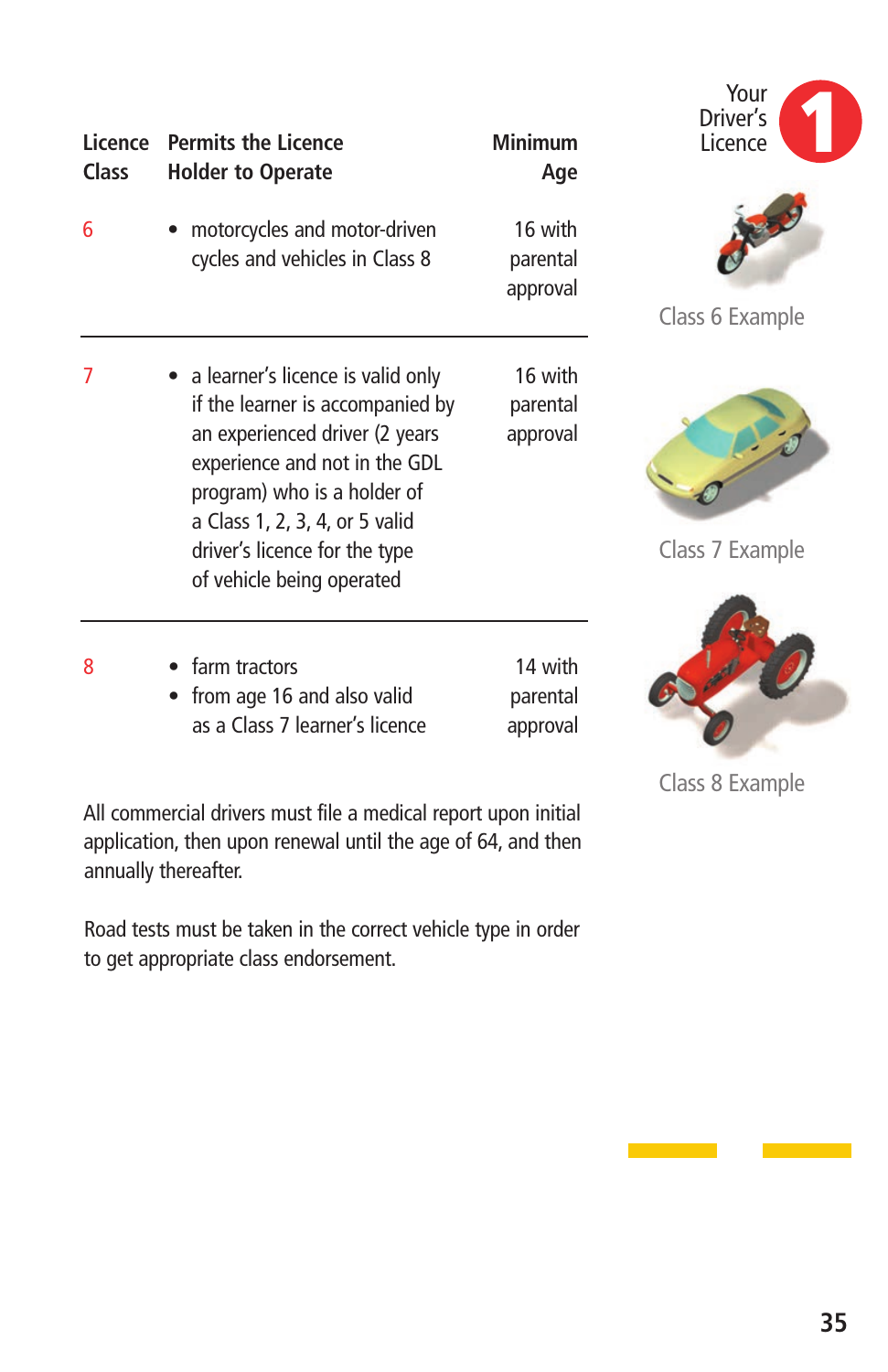| Licence Class | Permits the Licence Holder to Operate | Minimum Age |
|---|---|---|
| 6 | • motorcycles and motor-driven cycles and vehicles in Class 8 | 16 with parental approval |
| 7 | • a learner's licence is valid only if the learner is accompanied by an experienced driver (2 years experience and not in the GDL program) who is a holder of a Class 1, 2, 3, 4, or 5 valid driver's licence for the type of vehicle being operated | 16 with parental approval |
| 8 | • farm tractors<br>• from age 16 and also valid as a Class 7 learner's licence | 14 with parental approval |

Class 6 Example

Class 7 Example

Class 8 Example

All commercial drivers must file a medical report upon initial application, then upon renewal until the age of 64, and then annually thereafter.

Road tests must be taken in the correct vehicle type in order to get appropriate class endorsement.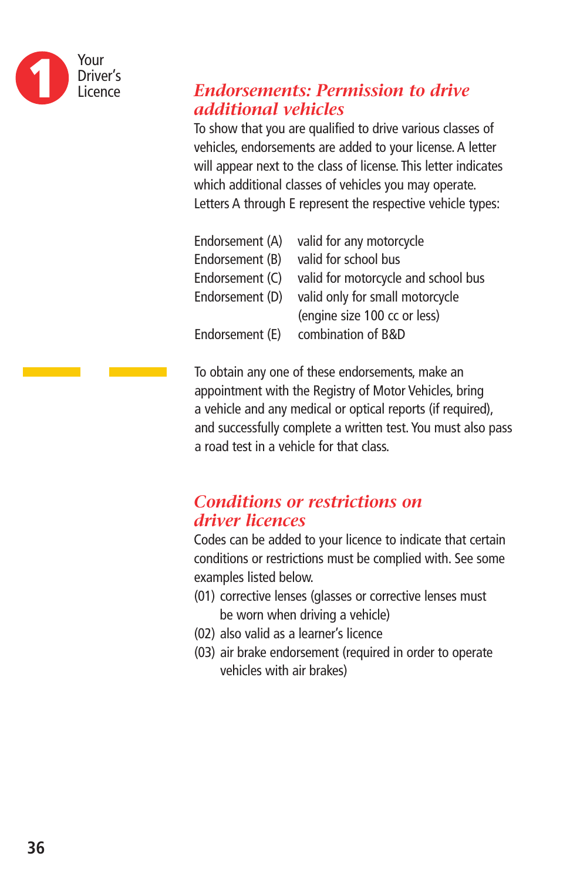## *Endorsements: Permission to drive additional vehicles*

To show that you are qualified to drive various classes of vehicles, endorsements are added to your license. A letter will appear next to the class of license. This letter indicates which additional classes of vehicles you may operate. Letters A through E represent the respective vehicle types:

| | |
|---|---|
| Endorsement (A) | valid for any motorcycle |
| Endorsement (B) | valid for school bus |
| Endorsement (C) | valid for motorcycle and school bus |
| Endorsement (D) | valid only for small motorcycle (engine size 100 cc or less) |
| Endorsement (E) | combination of B&D |

To obtain any one of these endorsements, make an appointment with the Registry of Motor Vehicles, bring a vehicle and any medical or optical reports (if required), and successfully complete a written test. You must also pass a road test in a vehicle for that class.

## *Conditions or restrictions on driver licences*

Codes can be added to your licence to indicate that certain conditions or restrictions must be complied with. See some examples listed below.

(01) corrective lenses (glasses or corrective lenses must be worn when driving a vehicle)

(02) also valid as a learner's licence

(03) air brake endorsement (required in order to operate vehicles with air brakes)